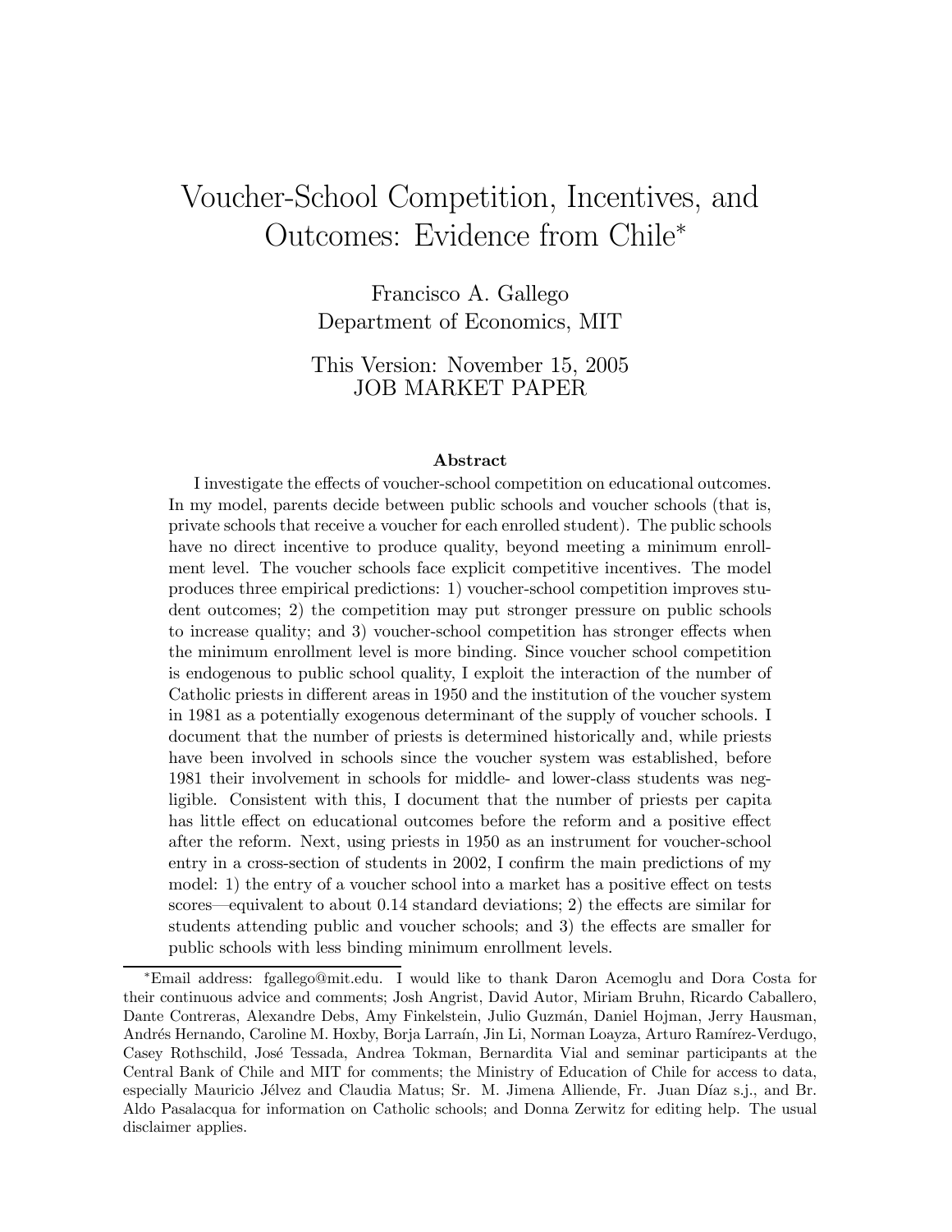# Voucher-School Competition, Incentives, and Outcomes: Evidence from Chile*

Francisco A. Gallego
Department of Economics, MIT

This Version: November 15, 2005
JOB MARKET PAPER

### Abstract

I investigate the effects of voucher-school competition on educational outcomes. In my model, parents decide between public schools and voucher schools (that is, private schools that receive a voucher for each enrolled student). The public schools have no direct incentive to produce quality, beyond meeting a minimum enrollment level. The voucher schools face explicit competitive incentives. The model produces three empirical predictions: 1) voucher-school competition improves student outcomes; 2) the competition may put stronger pressure on public schools to increase quality; and 3) voucher-school competition has stronger effects when the minimum enrollment level is more binding. Since voucher school competition is endogenous to public school quality, I exploit the interaction of the number of Catholic priests in different areas in 1950 and the institution of the voucher system in 1981 as a potentially exogenous determinant of the supply of voucher schools. I document that the number of priests is determined historically and, while priests have been involved in schools since the voucher system was established, before 1981 their involvement in schools for middle- and lower-class students was negligible. Consistent with this, I document that the number of priests per capita has little effect on educational outcomes before the reform and a positive effect after the reform. Next, using priests in 1950 as an instrument for voucher-school entry in a cross-section of students in 2002, I confirm the main predictions of my model: 1) the entry of a voucher school into a market has a positive effect on tests scores—equivalent to about 0.14 standard deviations; 2) the effects are similar for students attending public and voucher schools; and 3) the effects are smaller for public schools with less binding minimum enrollment levels.

---

*Email address: fgallego@mit.edu. I would like to thank Daron Acemoglu and Dora Costa for their continuous advice and comments; Josh Angrist, David Autor, Miriam Bruhn, Ricardo Caballero, Dante Contreras, Alexandre Debs, Amy Finkelstein, Julio Guzmán, Daniel Hojman, Jerry Hausman, Andrés Hernando, Caroline M. Hoxby, Borja Larraín, Jin Li, Norman Loayza, Arturo Ramírez-Verdugo, Casey Rothschild, José Tessada, Andrea Tokman, Bernardita Vial and seminar participants at the Central Bank of Chile and MIT for comments; the Ministry of Education of Chile for access to data, especially Mauricio Jélvez and Claudia Matus; Sr. M. Jimena Alliende, Fr. Juan Díaz s.j., and Br. Aldo Pasalacqua for information on Catholic schools; and Donna Zerwitz for editing help. The usual disclaimer applies.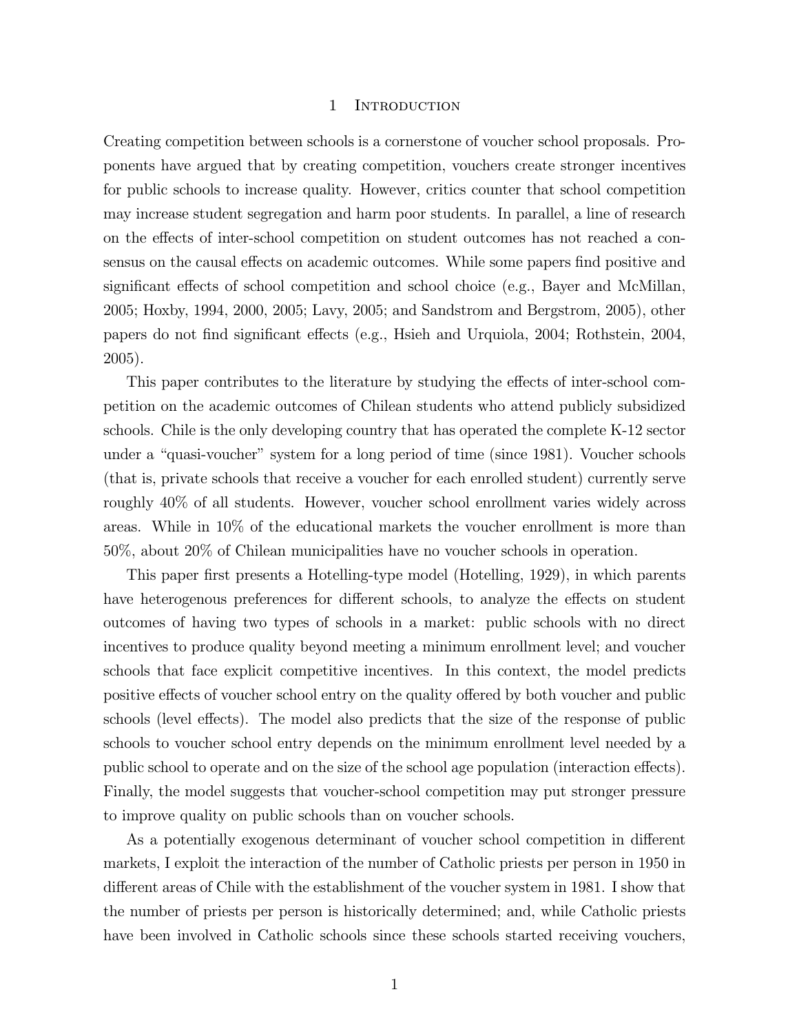# 1 Introduction

Creating competition between schools is a cornerstone of voucher school proposals. Proponents have argued that by creating competition, vouchers create stronger incentives for public schools to increase quality. However, critics counter that school competition may increase student segregation and harm poor students. In parallel, a line of research on the effects of inter-school competition on student outcomes has not reached a consensus on the causal effects on academic outcomes. While some papers find positive and significant effects of school competition and school choice (e.g., Bayer and McMillan, 2005; Hoxby, 1994, 2000, 2005; Lavy, 2005; and Sandstrom and Bergstrom, 2005), other papers do not find significant effects (e.g., Hsieh and Urquiola, 2004; Rothstein, 2004, 2005).

This paper contributes to the literature by studying the effects of inter-school competition on the academic outcomes of Chilean students who attend publicly subsidized schools. Chile is the only developing country that has operated the complete K-12 sector under a "quasi-voucher" system for a long period of time (since 1981). Voucher schools (that is, private schools that receive a voucher for each enrolled student) currently serve roughly 40% of all students. However, voucher school enrollment varies widely across areas. While in 10% of the educational markets the voucher enrollment is more than 50%, about 20% of Chilean municipalities have no voucher schools in operation.

This paper first presents a Hotelling-type model (Hotelling, 1929), in which parents have heterogenous preferences for different schools, to analyze the effects on student outcomes of having two types of schools in a market: public schools with no direct incentives to produce quality beyond meeting a minimum enrollment level; and voucher schools that face explicit competitive incentives. In this context, the model predicts positive effects of voucher school entry on the quality offered by both voucher and public schools (level effects). The model also predicts that the size of the response of public schools to voucher school entry depends on the minimum enrollment level needed by a public school to operate and on the size of the school age population (interaction effects). Finally, the model suggests that voucher-school competition may put stronger pressure to improve quality on public schools than on voucher schools.

As a potentially exogenous determinant of voucher school competition in different markets, I exploit the interaction of the number of Catholic priests per person in 1950 in different areas of Chile with the establishment of the voucher system in 1981. I show that the number of priests per person is historically determined; and, while Catholic priests have been involved in Catholic schools since these schools started receiving vouchers,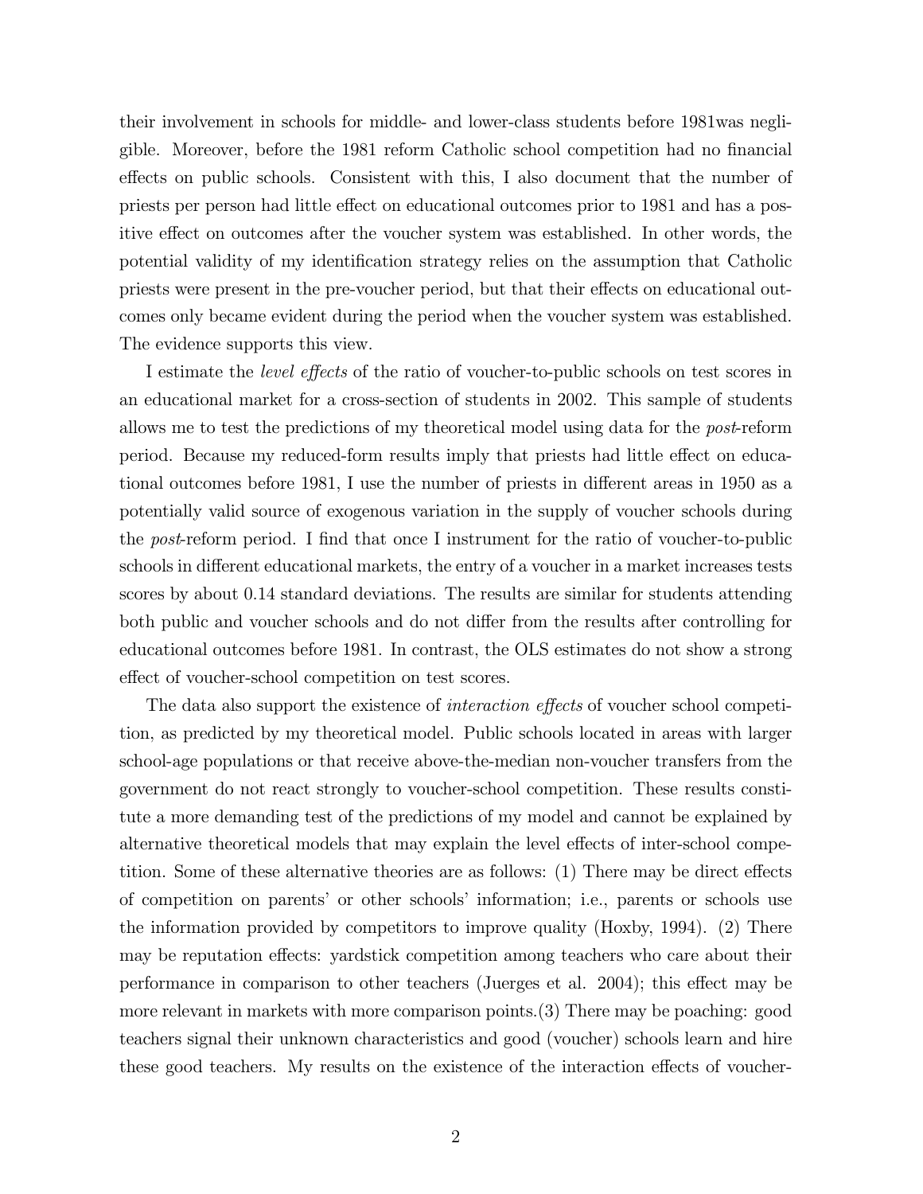their involvement in schools for middle- and lower-class students before 1981was negligible. Moreover, before the 1981 reform Catholic school competition had no financial effects on public schools. Consistent with this, I also document that the number of priests per person had little effect on educational outcomes prior to 1981 and has a positive effect on outcomes after the voucher system was established. In other words, the potential validity of my identification strategy relies on the assumption that Catholic priests were present in the pre-voucher period, but that their effects on educational outcomes only became evident during the period when the voucher system was established. The evidence supports this view.

I estimate the *level effects* of the ratio of voucher-to-public schools on test scores in an educational market for a cross-section of students in 2002. This sample of students allows me to test the predictions of my theoretical model using data for the *post*-reform period. Because my reduced-form results imply that priests had little effect on educational outcomes before 1981, I use the number of priests in different areas in 1950 as a potentially valid source of exogenous variation in the supply of voucher schools during the *post*-reform period. I find that once I instrument for the ratio of voucher-to-public schools in different educational markets, the entry of a voucher in a market increases tests scores by about 0.14 standard deviations. The results are similar for students attending both public and voucher schools and do not differ from the results after controlling for educational outcomes before 1981. In contrast, the OLS estimates do not show a strong effect of voucher-school competition on test scores.

The data also support the existence of *interaction effects* of voucher school competition, as predicted by my theoretical model. Public schools located in areas with larger school-age populations or that receive above-the-median non-voucher transfers from the government do not react strongly to voucher-school competition. These results constitute a more demanding test of the predictions of my model and cannot be explained by alternative theoretical models that may explain the level effects of inter-school competition. Some of these alternative theories are as follows: (1) There may be direct effects of competition on parents' or other schools' information; i.e., parents or schools use the information provided by competitors to improve quality (Hoxby, 1994). (2) There may be reputation effects: yardstick competition among teachers who care about their performance in comparison to other teachers (Juerges et al. 2004); this effect may be more relevant in markets with more comparison points.(3) There may be poaching: good teachers signal their unknown characteristics and good (voucher) schools learn and hire these good teachers. My results on the existence of the interaction effects of voucher-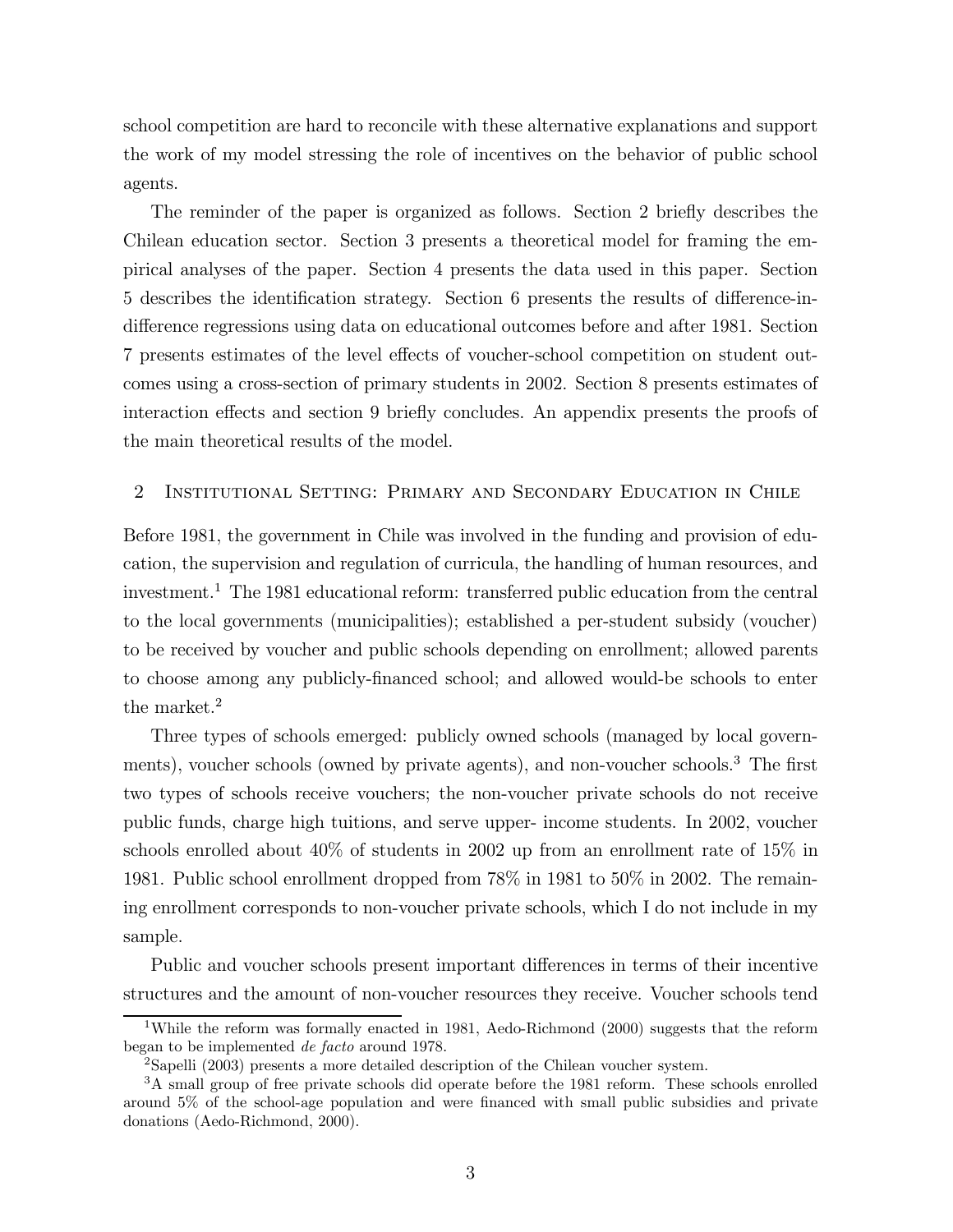school competition are hard to reconcile with these alternative explanations and support the work of my model stressing the role of incentives on the behavior of public school agents.

The reminder of the paper is organized as follows. Section 2 briefly describes the Chilean education sector. Section 3 presents a theoretical model for framing the empirical analyses of the paper. Section 4 presents the data used in this paper. Section 5 describes the identification strategy. Section 6 presents the results of difference-in-difference regressions using data on educational outcomes before and after 1981. Section 7 presents estimates of the level effects of voucher-school competition on student outcomes using a cross-section of primary students in 2002. Section 8 presents estimates of interaction effects and section 9 briefly concludes. An appendix presents the proofs of the main theoretical results of the model.

## 2 Institutional Setting: Primary and Secondary Education in Chile

Before 1981, the government in Chile was involved in the funding and provision of education, the supervision and regulation of curricula, the handling of human resources, and investment.[1] The 1981 educational reform: transferred public education from the central to the local governments (municipalities); established a per-student subsidy (voucher) to be received by voucher and public schools depending on enrollment; allowed parents to choose among any publicly-financed school; and allowed would-be schools to enter the market.[2]

Three types of schools emerged: publicly owned schools (managed by local governments), voucher schools (owned by private agents), and non-voucher schools.[3] The first two types of schools receive vouchers; the non-voucher private schools do not receive public funds, charge high tuitions, and serve upper- income students. In 2002, voucher schools enrolled about 40% of students in 2002 up from an enrollment rate of 15% in 1981. Public school enrollment dropped from 78% in 1981 to 50% in 2002. The remaining enrollment corresponds to non-voucher private schools, which I do not include in my sample.

Public and voucher schools present important differences in terms of their incentive structures and the amount of non-voucher resources they receive. Voucher schools tend

[1] While the reform was formally enacted in 1981, Aedo-Richmond (2000) suggests that the reform began to be implemented *de facto* around 1978.

[2] Sapelli (2003) presents a more detailed description of the Chilean voucher system.

[3] A small group of free private schools did operate before the 1981 reform. These schools enrolled around 5% of the school-age population and were financed with small public subsidies and private donations (Aedo-Richmond, 2000).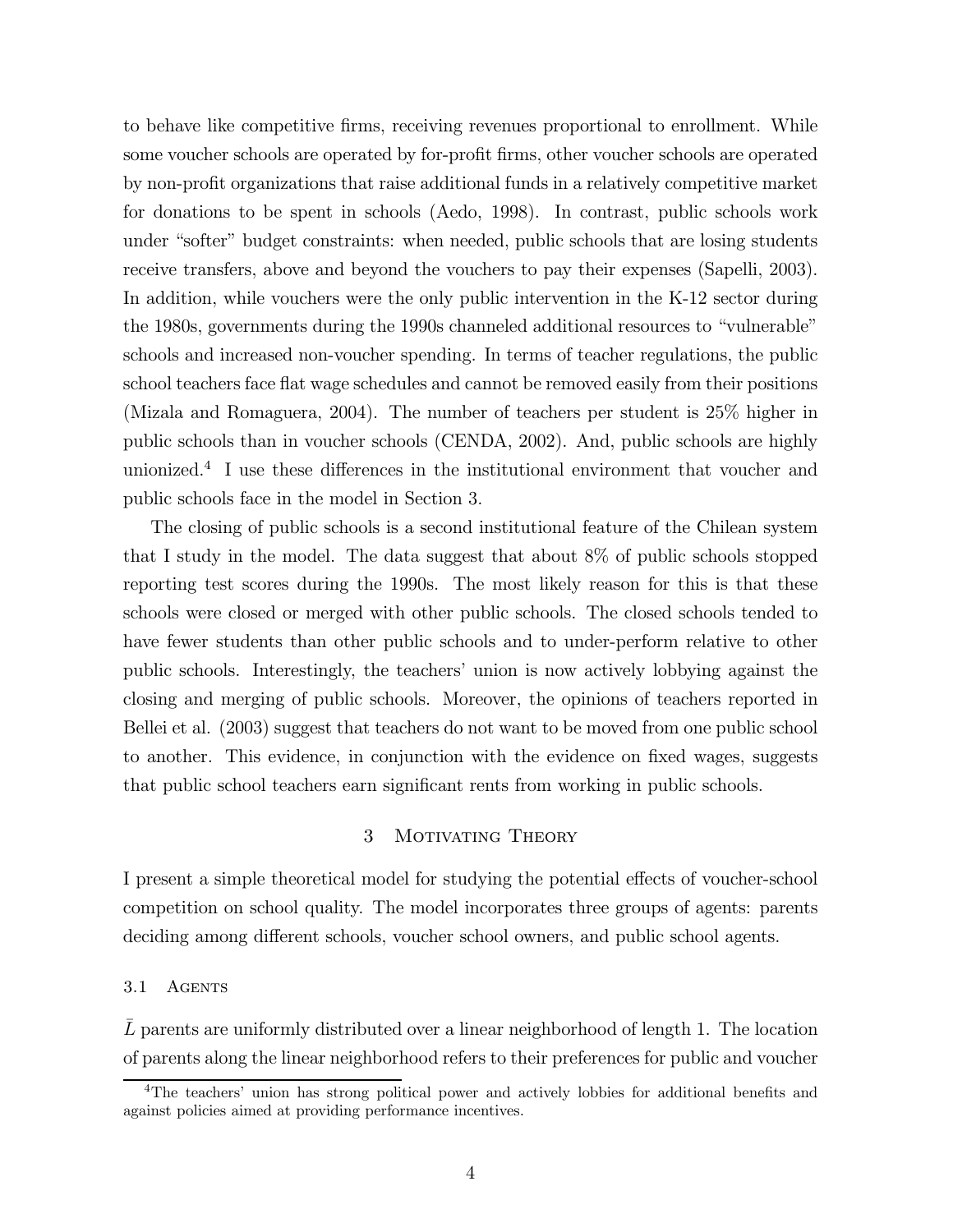to behave like competitive firms, receiving revenues proportional to enrollment. While some voucher schools are operated by for-profit firms, other voucher schools are operated by non-profit organizations that raise additional funds in a relatively competitive market for donations to be spent in schools (Aedo, 1998). In contrast, public schools work under "softer" budget constraints: when needed, public schools that are losing students receive transfers, above and beyond the vouchers to pay their expenses (Sapelli, 2003). In addition, while vouchers were the only public intervention in the K-12 sector during the 1980s, governments during the 1990s channeled additional resources to "vulnerable" schools and increased non-voucher spending. In terms of teacher regulations, the public school teachers face flat wage schedules and cannot be removed easily from their positions (Mizala and Romaguera, 2004). The number of teachers per student is 25% higher in public schools than in voucher schools (CENDA, 2002). And, public schools are highly unionized.[4] I use these differences in the institutional environment that voucher and public schools face in the model in Section 3.

The closing of public schools is a second institutional feature of the Chilean system that I study in the model. The data suggest that about 8% of public schools stopped reporting test scores during the 1990s. The most likely reason for this is that these schools were closed or merged with other public schools. The closed schools tended to have fewer students than other public schools and to under-perform relative to other public schools. Interestingly, the teachers' union is now actively lobbying against the closing and merging of public schools. Moreover, the opinions of teachers reported in Bellei et al. (2003) suggest that teachers do not want to be moved from one public school to another. This evidence, in conjunction with the evidence on fixed wages, suggests that public school teachers earn significant rents from working in public schools.

## 3 Motivating Theory

I present a simple theoretical model for studying the potential effects of voucher-school competition on school quality. The model incorporates three groups of agents: parents deciding among different schools, voucher school owners, and public school agents.

### 3.1 Agents

$\bar{L}$ parents are uniformly distributed over a linear neighborhood of length 1. The location of parents along the linear neighborhood refers to their preferences for public and voucher

[4] The teachers' union has strong political power and actively lobbies for additional benefits and against policies aimed at providing performance incentives.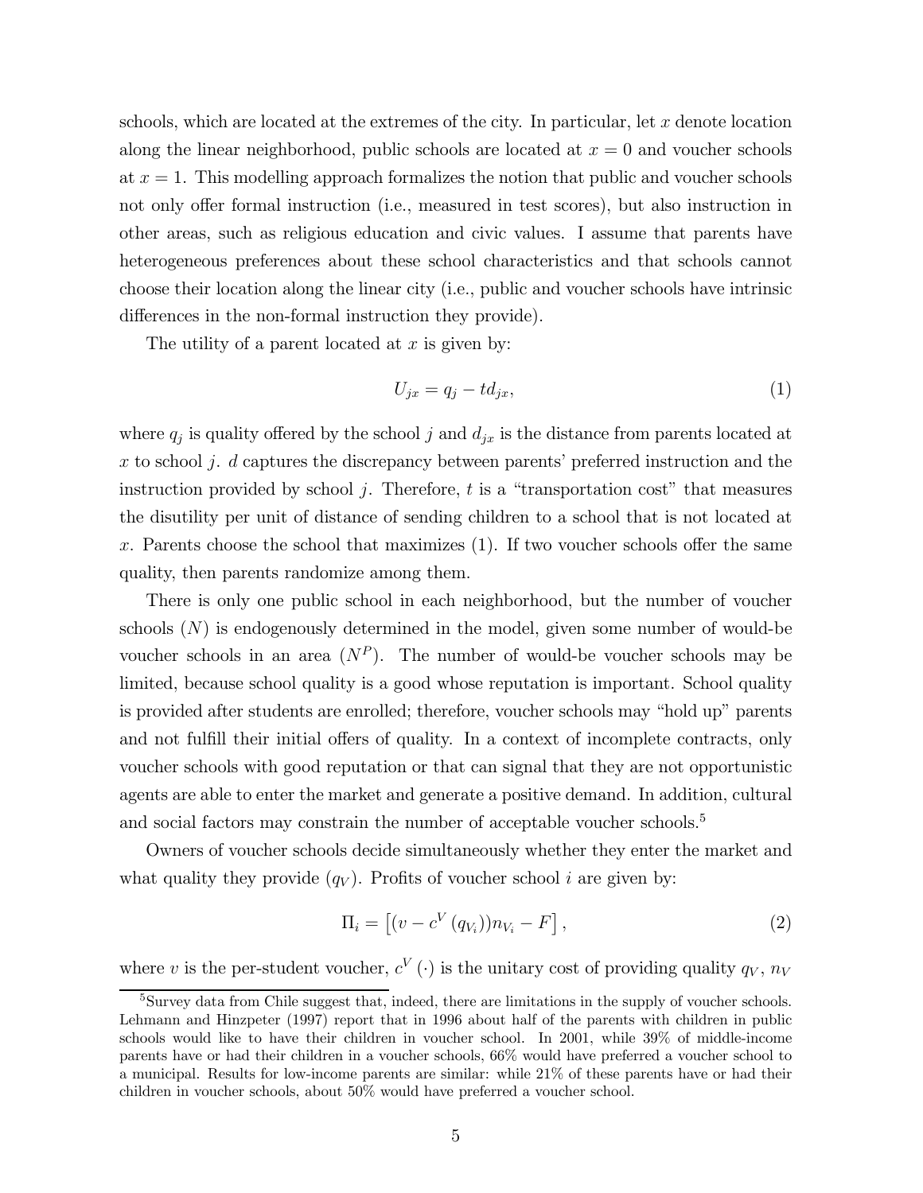schools, which are located at the extremes of the city. In particular, let $x$ denote location along the linear neighborhood, public schools are located at $x = 0$ and voucher schools at $x = 1$. This modelling approach formalizes the notion that public and voucher schools not only offer formal instruction (i.e., measured in test scores), but also instruction in other areas, such as religious education and civic values. I assume that parents have heterogeneous preferences about these school characteristics and that schools cannot choose their location along the linear city (i.e., public and voucher schools have intrinsic differences in the non-formal instruction they provide).

The utility of a parent located at $x$ is given by:

$$U_{jx} = q_j - t d_{jx}, \tag{1}$$

where $q_j$ is quality offered by the school $j$ and $d_{jx}$ is the distance from parents located at $x$ to school $j$. $d$ captures the discrepancy between parents' preferred instruction and the instruction provided by school $j$. Therefore, $t$ is a "transportation cost" that measures the disutility per unit of distance of sending children to a school that is not located at $x$. Parents choose the school that maximizes (1). If two voucher schools offer the same quality, then parents randomize among them.

There is only one public school in each neighborhood, but the number of voucher schools ($N$) is endogenously determined in the model, given some number of would-be voucher schools in an area ($N^P$). The number of would-be voucher schools may be limited, because school quality is a good whose reputation is important. School quality is provided after students are enrolled; therefore, voucher schools may "hold up" parents and not fulfill their initial offers of quality. In a context of incomplete contracts, only voucher schools with good reputation or that can signal that they are not opportunistic agents are able to enter the market and generate a positive demand. In addition, cultural and social factors may constrain the number of acceptable voucher schools.[5]

Owners of voucher schools decide simultaneously whether they enter the market and what quality they provide ($q_V$). Profits of voucher school $i$ are given by:

$$\Pi_i = \left[ (v - c^V(q_{V_i})) n_{V_i} - F \right], \tag{2}$$

where $v$ is the per-student voucher, $c^V(\cdot)$ is the unitary cost of providing quality $q_V$, $n_V$

[5] Survey data from Chile suggest that, indeed, there are limitations in the supply of voucher schools. Lehmann and Hinzpeter (1997) report that in 1996 about half of the parents with children in public schools would like to have their children in voucher school. In 2001, while 39% of middle-income parents have or had their children in a voucher schools, 66% would have preferred a voucher school to a municipal. Results for low-income parents are similar: while 21% of these parents have or had their children in voucher schools, about 50% would have preferred a voucher school.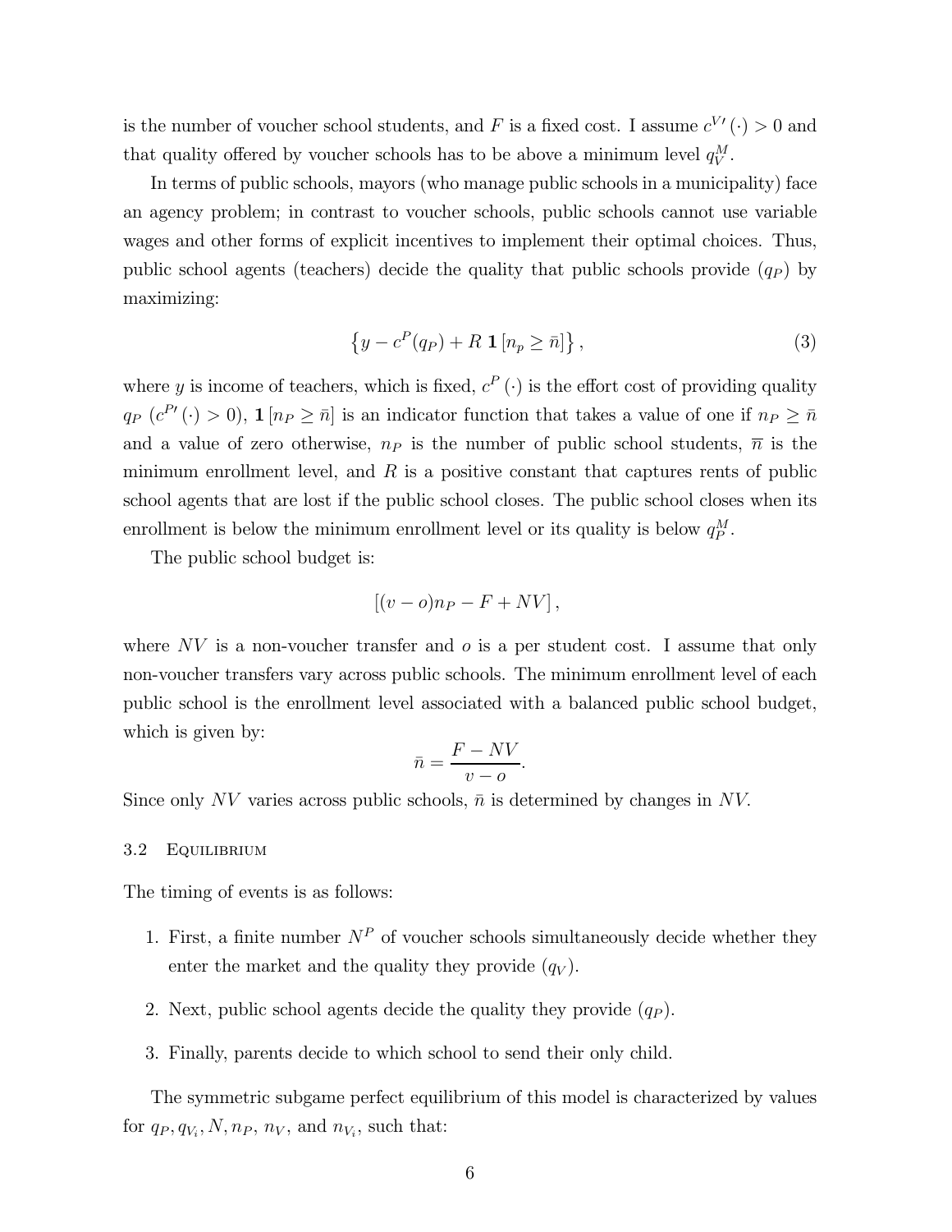is the number of voucher school students, and $F$ is a fixed cost. I assume $c^{V\prime}(\cdot) > 0$ and that quality offered by voucher schools has to be above a minimum level $q_V^M$.

In terms of public schools, mayors (who manage public schools in a municipality) face an agency problem; in contrast to voucher schools, public schools cannot use variable wages and other forms of explicit incentives to implement their optimal choices. Thus, public school agents (teachers) decide the quality that public schools provide ($q_P$) by maximizing:

$$\left\{y - c^P(q_P) + R\,\mathbf{1}\left[n_p \geq \bar{n}\right]\right\}, \tag{3}$$

where $y$ is income of teachers, which is fixed, $c^P(\cdot)$ is the effort cost of providing quality $q_P$ ($c^{P\prime}(\cdot) > 0$), $\mathbf{1}\left[n_P \geq \bar{n}\right]$ is an indicator function that takes a value of one if $n_P \geq \bar{n}$ and a value of zero otherwise, $n_P$ is the number of public school students, $\overline{n}$ is the minimum enrollment level, and $R$ is a positive constant that captures rents of public school agents that are lost if the public school closes. The public school closes when its enrollment is below the minimum enrollment level or its quality is below $q_P^M$.

The public school budget is:

$$\left[(v - o)n_P - F + NV\right],$$

where $NV$ is a non-voucher transfer and $o$ is a per student cost. I assume that only non-voucher transfers vary across public schools. The minimum enrollment level of each public school is the enrollment level associated with a balanced public school budget, which is given by:

$$\bar{n} = \frac{F - NV}{v - o}.$$

Since only $NV$ varies across public schools, $\bar{n}$ is determined by changes in $NV$.

### 3.2 Equilibrium

The timing of events is as follows:

1. First, a finite number $N^P$ of voucher schools simultaneously decide whether they enter the market and the quality they provide ($q_V$).
2. Next, public school agents decide the quality they provide ($q_P$).
3. Finally, parents decide to which school to send their only child.

The symmetric subgame perfect equilibrium of this model is characterized by values for $q_P, q_{V_i}, N, n_P, n_V$, and $n_{V_i}$, such that: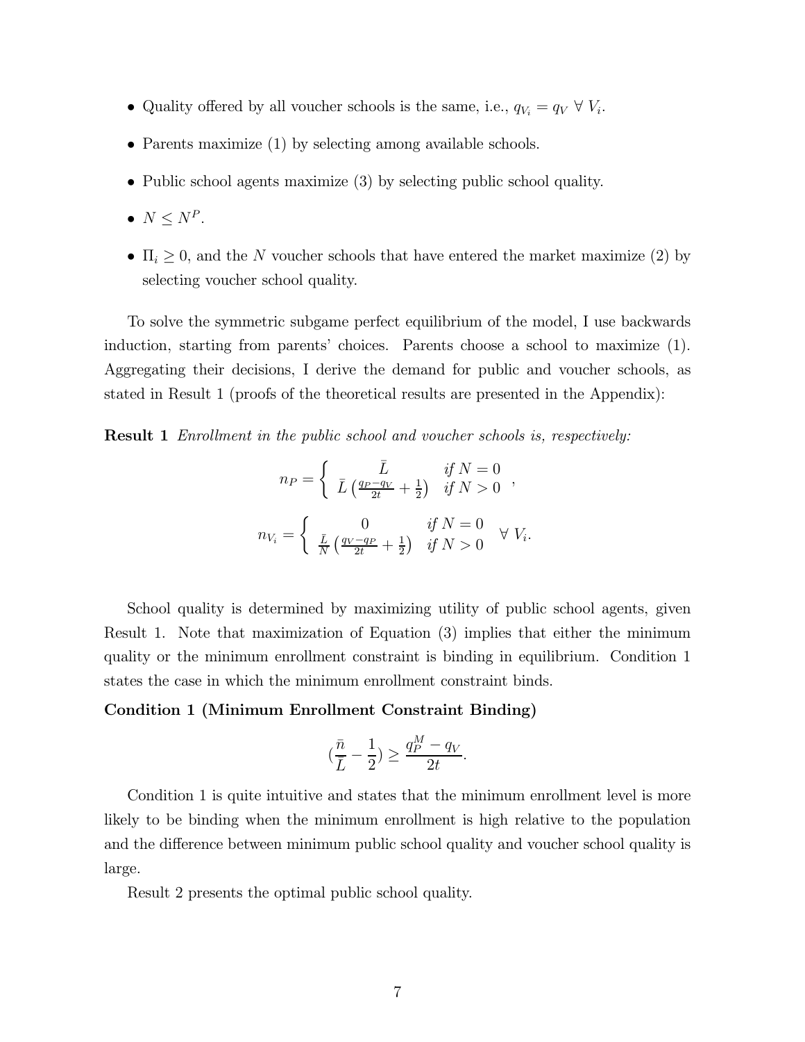- Quality offered by all voucher schools is the same, i.e., $q_{V_i} = q_V \ \forall \ V_i$.
- Parents maximize (1) by selecting among available schools.
- Public school agents maximize (3) by selecting public school quality.
- $N \leq N^P$.
- $\Pi_i \geq 0$, and the $N$ voucher schools that have entered the market maximize (2) by selecting voucher school quality.

To solve the symmetric subgame perfect equilibrium of the model, I use backwards induction, starting from parents' choices. Parents choose a school to maximize (1). Aggregating their decisions, I derive the demand for public and voucher schools, as stated in Result 1 (proofs of the theoretical results are presented in the Appendix):

**Result 1** *Enrollment in the public school and voucher schools is, respectively:*

$$n_P = \begin{cases} \bar{L} & \text{if } N = 0 \\ \bar{L}\left(\frac{q_P - q_V}{2t} + \frac{1}{2}\right) & \text{if } N > 0 \end{cases},$$

$$n_{V_i} = \begin{cases} 0 & \text{if } N = 0 \\ \frac{\bar{L}}{N}\left(\frac{q_V - q_P}{2t} + \frac{1}{2}\right) & \text{if } N > 0 \end{cases} \ \forall \ V_i.$$

School quality is determined by maximizing utility of public school agents, given Result 1. Note that maximization of Equation (3) implies that either the minimum quality or the minimum enrollment constraint is binding in equilibrium. Condition 1 states the case in which the minimum enrollment constraint binds.

**Condition 1 (Minimum Enrollment Constraint Binding)**

$$\left(\frac{\bar{n}}{\bar{L}} - \frac{1}{2}\right) \geq \frac{q_P^M - q_V}{2t}.$$

Condition 1 is quite intuitive and states that the minimum enrollment level is more likely to be binding when the minimum enrollment is high relative to the population and the difference between minimum public school quality and voucher school quality is large.

Result 2 presents the optimal public school quality.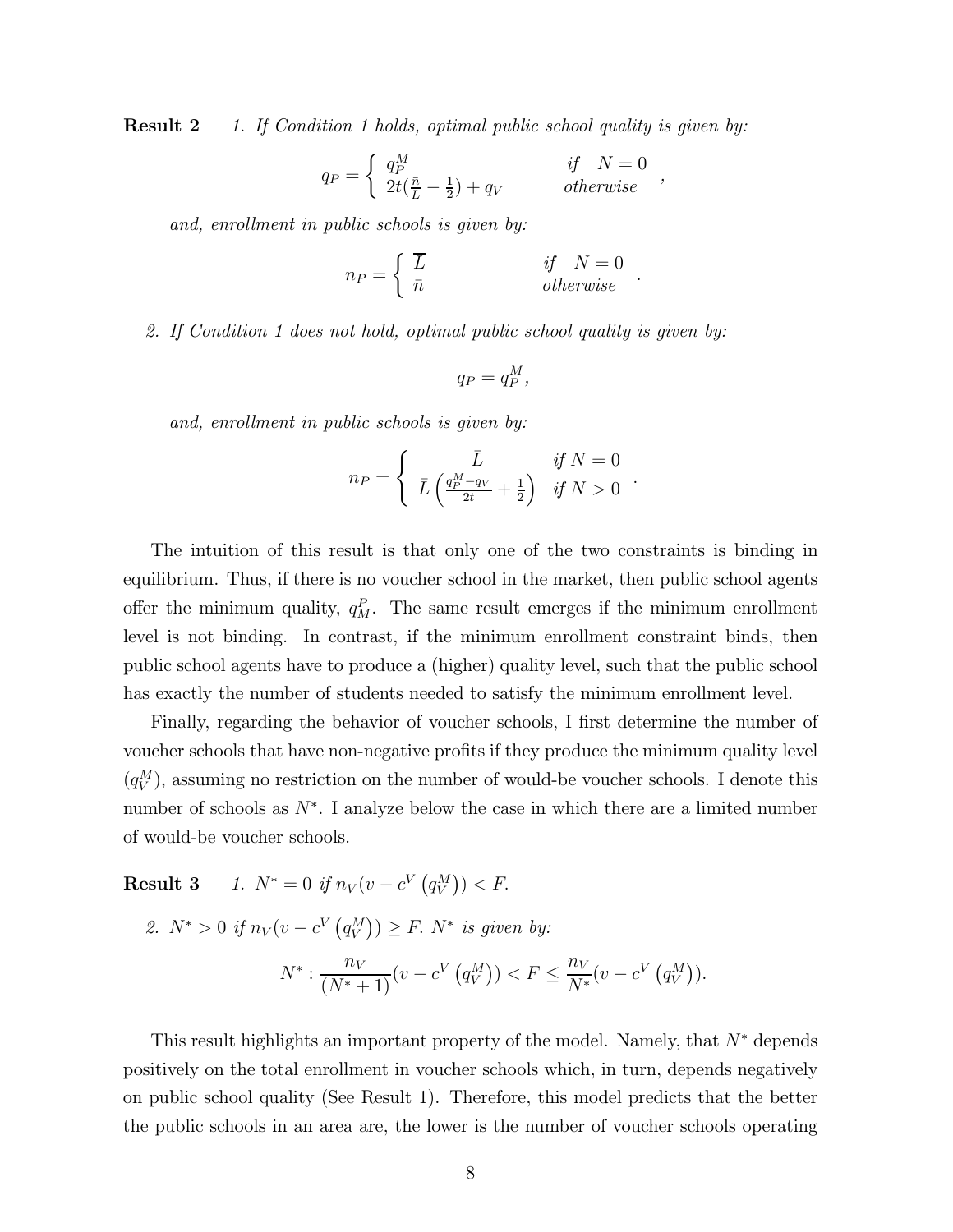**Result 2** *1. If Condition 1 holds, optimal public school quality is given by:*

$$q_P = \begin{cases} q_P^M & \text{if} \quad N = 0 \\ 2t(\frac{\bar{n}}{\bar{L}} - \frac{1}{2}) + q_V & \text{otherwise} \end{cases},$$

*and, enrollment in public schools is given by:*

$$n_P = \begin{cases} \overline{L} & \text{if} \quad N = 0 \\ \bar{n} & \text{otherwise} \end{cases}.$$

*2. If Condition 1 does not hold, optimal public school quality is given by:*

$$q_P = q_P^M,$$

*and, enrollment in public schools is given by:*

$$n_P = \begin{cases} \bar{L} & \text{if } N = 0 \\ \bar{L}\left(\frac{q_P^M - q_V}{2t} + \frac{1}{2}\right) & \text{if } N > 0 \end{cases}.$$

The intuition of this result is that only one of the two constraints is binding in equilibrium. Thus, if there is no voucher school in the market, then public school agents offer the minimum quality, $q_M^P$. The same result emerges if the minimum enrollment level is not binding. In contrast, if the minimum enrollment constraint binds, then public school agents have to produce a (higher) quality level, such that the public school has exactly the number of students needed to satisfy the minimum enrollment level.

Finally, regarding the behavior of voucher schools, I first determine the number of voucher schools that have non-negative profits if they produce the minimum quality level ($q_V^M$), assuming no restriction on the number of would-be voucher schools. I denote this number of schools as $N^*$. I analyze below the case in which there are a limited number of would-be voucher schools.

**Result 3** *1. $N^* = 0$ if $n_V(v - c^V(q_V^M)) < F$.*

*2. $N^* > 0$ if $n_V(v - c^V(q_V^M)) \geq F$. $N^*$ is given by:*

$$N^* : \frac{n_V}{(N^* + 1)}(v - c^V(q_V^M)) < F \leq \frac{n_V}{N^*}(v - c^V(q_V^M)).$$

This result highlights an important property of the model. Namely, that $N^*$ depends positively on the total enrollment in voucher schools which, in turn, depends negatively on public school quality (See Result 1). Therefore, this model predicts that the better the public schools in an area are, the lower is the number of voucher schools operating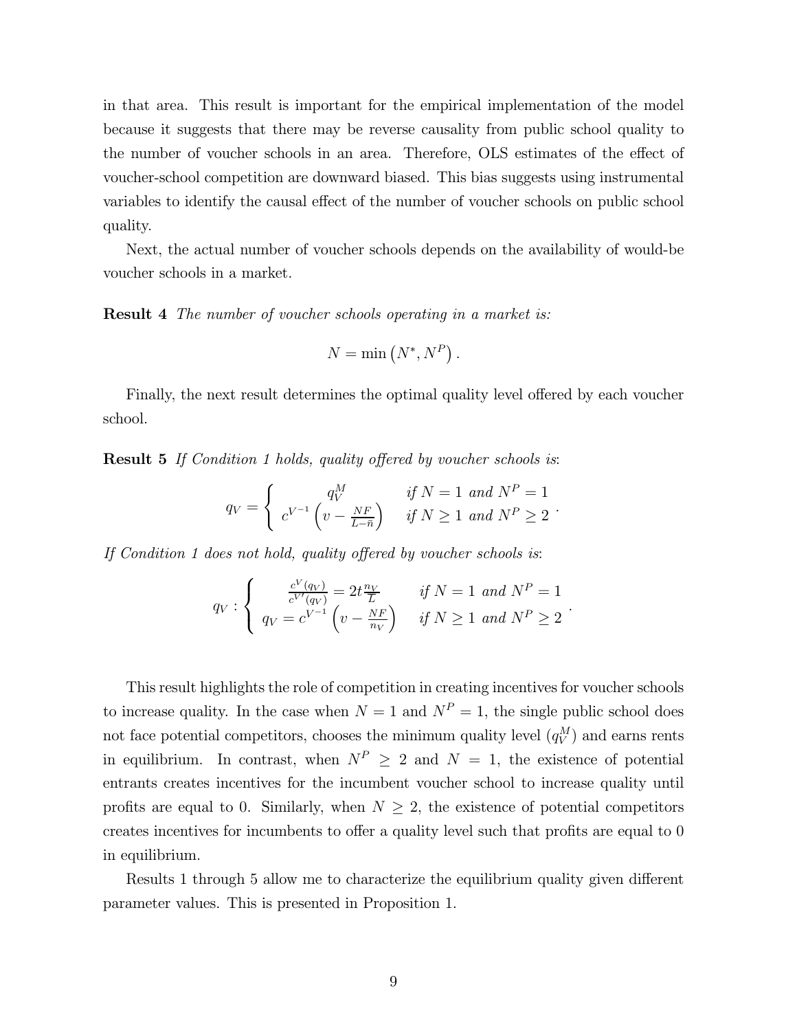in that area. This result is important for the empirical implementation of the model because it suggests that there may be reverse causality from public school quality to the number of voucher schools in an area. Therefore, OLS estimates of the effect of voucher-school competition are downward biased. This bias suggests using instrumental variables to identify the causal effect of the number of voucher schools on public school quality.

Next, the actual number of voucher schools depends on the availability of would-be voucher schools in a market.

**Result 4** *The number of voucher schools operating in a market is:*

$$N = \min\left(N^{*}, N^{P}\right).$$

Finally, the next result determines the optimal quality level offered by each voucher school.

**Result 5** *If Condition 1 holds, quality offered by voucher schools is*:

$$q_V = \begin{cases} q_V^M & \text{if } N = 1 \text{ and } N^P = 1 \\ c^{V^{-1}}\left(v - \frac{NF}{L - \bar{n}}\right) & \text{if } N \geq 1 \text{ and } N^P \geq 2 \end{cases}.$$

*If Condition 1 does not hold, quality offered by voucher schools is*:

$$q_V : \begin{cases} \frac{c^V(q_V)}{c^{V\prime}(q_V)} = 2t\frac{n_V}{L} & \text{if } N = 1 \text{ and } N^P = 1 \\ q_V = c^{V^{-1}}\left(v - \frac{NF}{n_V}\right) & \text{if } N \geq 1 \text{ and } N^P \geq 2 \end{cases}.$$

This result highlights the role of competition in creating incentives for voucher schools to increase quality. In the case when $N = 1$ and $N^P = 1$, the single public school does not face potential competitors, chooses the minimum quality level ($q_V^M$) and earns rents in equilibrium. In contrast, when $N^P \geq 2$ and $N = 1$, the existence of potential entrants creates incentives for the incumbent voucher school to increase quality until profits are equal to 0. Similarly, when $N \geq 2$, the existence of potential competitors creates incentives for incumbents to offer a quality level such that profits are equal to 0 in equilibrium.

Results 1 through 5 allow me to characterize the equilibrium quality given different parameter values. This is presented in Proposition 1.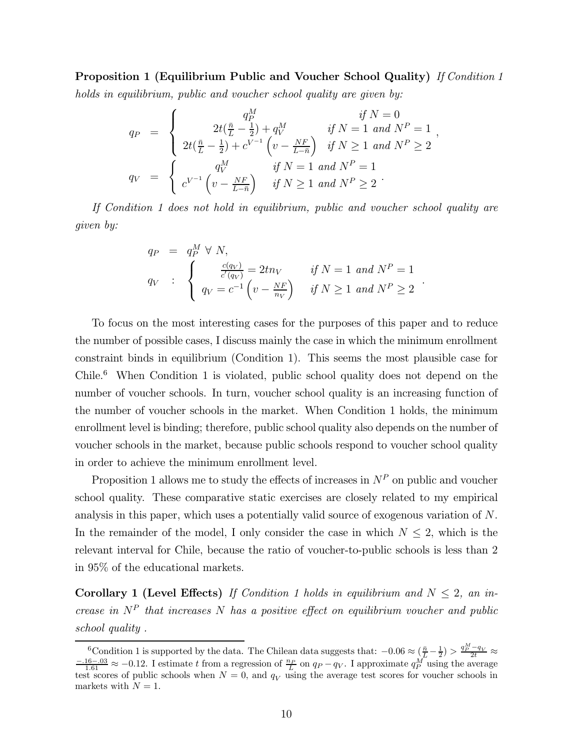**Proposition 1 (Equilibrium Public and Voucher School Quality)** *If Condition 1 holds in equilibrium, public and voucher school quality are given by:*

$$
\begin{aligned}
q_P &= \begin{cases} q_P^M & \text{if } N = 0 \\ 2t(\frac{\bar{n}}{L} - \frac{1}{2}) + q_V^M & \text{if } N = 1 \text{ and } N^P = 1 \\ 2t(\frac{\bar{n}}{L} - \frac{1}{2}) + c^{V^{-1}}\left(v - \frac{NF}{L-\bar{n}}\right) & \text{if } N \geq 1 \text{ and } N^P \geq 2 \end{cases}, \\
q_V &= \begin{cases} q_V^M & \text{if } N = 1 \text{ and } N^P = 1 \\ c^{V^{-1}}\left(v - \frac{NF}{L-\bar{n}}\right) & \text{if } N \geq 1 \text{ and } N^P \geq 2 \end{cases}.
\end{aligned}
$$

*If Condition 1 does not hold in equilibrium, public and voucher school quality are given by:*

$$
\begin{aligned}
q_P &= q_P^M \ \forall \ N, \\
q_V &: \begin{cases} \frac{c(q_V)}{c'(q_V)} = 2tn_V & \text{if } N = 1 \text{ and } N^P = 1 \\ q_V = c^{-1}\left(v - \frac{NF}{n_V}\right) & \text{if } N \geq 1 \text{ and } N^P \geq 2 \end{cases}.
\end{aligned}
$$

To focus on the most interesting cases for the purposes of this paper and to reduce the number of possible cases, I discuss mainly the case in which the minimum enrollment constraint binds in equilibrium (Condition 1). This seems the most plausible case for Chile.[6] When Condition 1 is violated, public school quality does not depend on the number of voucher schools. In turn, voucher school quality is an increasing function of the number of voucher schools in the market. When Condition 1 holds, the minimum enrollment level is binding; therefore, public school quality also depends on the number of voucher schools in the market, because public schools respond to voucher school quality in order to achieve the minimum enrollment level.

Proposition 1 allows me to study the effects of increases in $N^P$ on public and voucher school quality. These comparative static exercises are closely related to my empirical analysis in this paper, which uses a potentially valid source of exogenous variation of $N$. In the remainder of the model, I only consider the case in which $N \leq 2$, which is the relevant interval for Chile, because the ratio of voucher-to-public schools is less than 2 in 95% of the educational markets.

**Corollary 1 (Level Effects)** *If Condition 1 holds in equilibrium and $N \leq 2$, an increase in $N^P$ that increases $N$ has a positive effect on equilibrium voucher and public school quality .*

---

[6] Condition 1 is supported by the data. The Chilean data suggests that: $-0.06 \approx (\frac{\bar{n}}{L} - \frac{1}{2}) > \frac{q_P^M - q_V}{2t} \approx \frac{-.16-.03}{1.61} \approx -0.12$. I estimate $t$ from a regression of $\frac{n_P}{L}$ on $q_P - q_V$. I approximate $q_P^M$ using the average test scores of public schools when $N = 0$, and $q_V$ using the average test scores for voucher schools in markets with $N = 1$.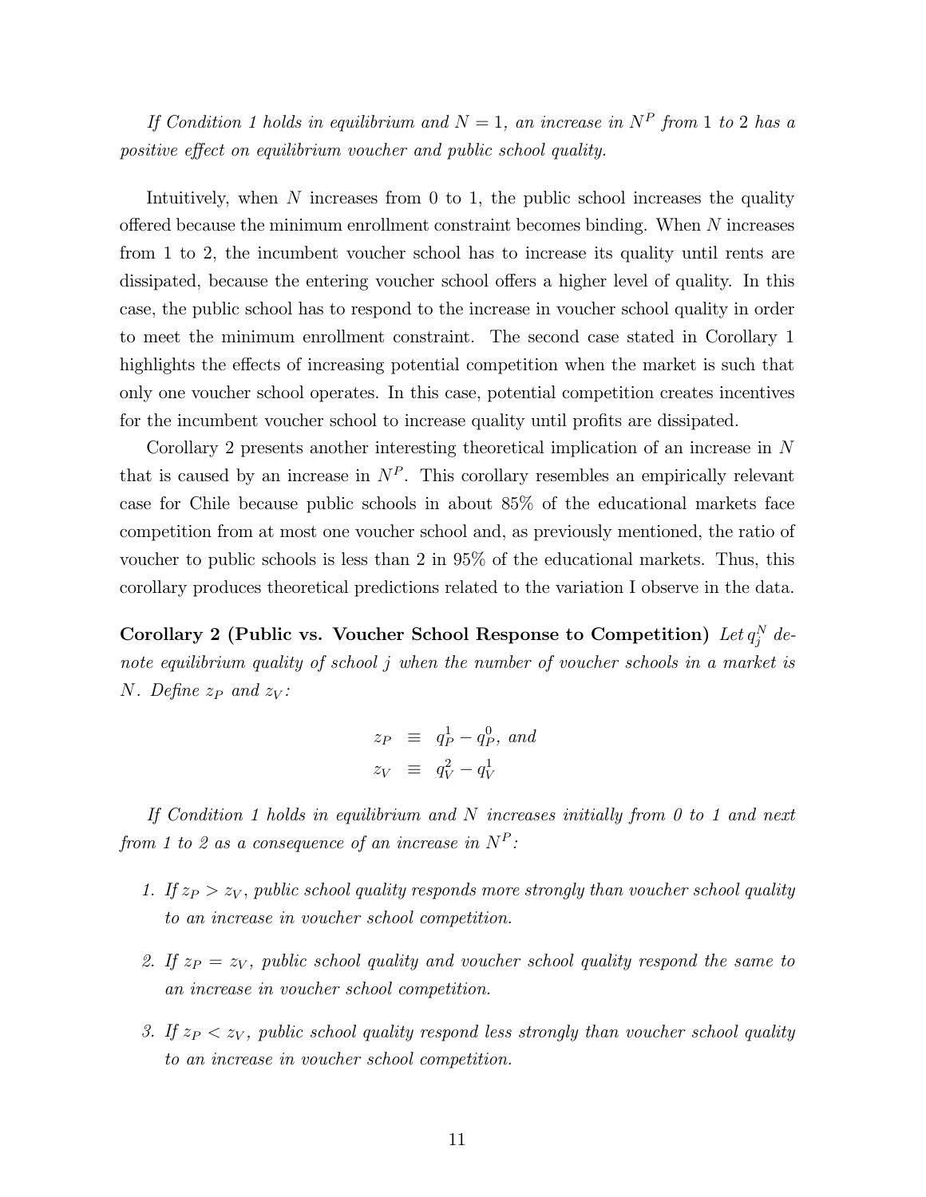*If Condition 1 holds in equilibrium and $N = 1$, an increase in $N^P$ from 1 to 2 has a positive effect on equilibrium voucher and public school quality.*

Intuitively, when $N$ increases from 0 to 1, the public school increases the quality offered because the minimum enrollment constraint becomes binding. When $N$ increases from 1 to 2, the incumbent voucher school has to increase its quality until rents are dissipated, because the entering voucher school offers a higher level of quality. In this case, the public school has to respond to the increase in voucher school quality in order to meet the minimum enrollment constraint. The second case stated in Corollary 1 highlights the effects of increasing potential competition when the market is such that only one voucher school operates. In this case, potential competition creates incentives for the incumbent voucher school to increase quality until profits are dissipated.

Corollary 2 presents another interesting theoretical implication of an increase in $N$ that is caused by an increase in $N^P$. This corollary resembles an empirically relevant case for Chile because public schools in about 85% of the educational markets face competition from at most one voucher school and, as previously mentioned, the ratio of voucher to public schools is less than 2 in 95% of the educational markets. Thus, this corollary produces theoretical predictions related to the variation I observe in the data.

**Corollary 2 (Public vs. Voucher School Response to Competition)** *Let $q_j^N$ denote equilibrium quality of school $j$ when the number of voucher schools in a market is $N$. Define $z_P$ and $z_V$:*

$$
\begin{aligned}
z_P &\equiv q_P^1 - q_P^0, \text{ and} \\
z_V &\equiv q_V^2 - q_V^1
\end{aligned}
$$

*If Condition 1 holds in equilibrium and $N$ increases initially from 0 to 1 and next from 1 to 2 as a consequence of an increase in $N^P$:*

1. *If $z_P > z_V$, public school quality responds more strongly than voucher school quality to an increase in voucher school competition.*

2. *If $z_P = z_V$, public school quality and voucher school quality respond the same to an increase in voucher school competition.*

3. *If $z_P < z_V$, public school quality respond less strongly than voucher school quality to an increase in voucher school competition.*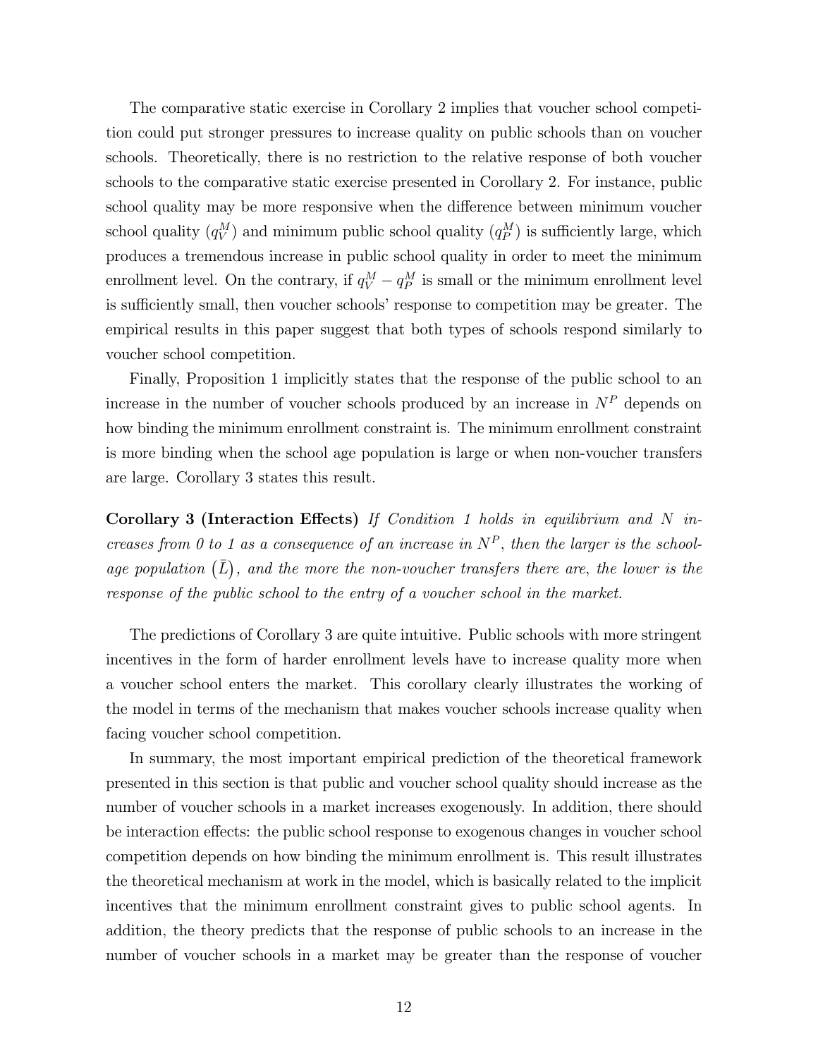The comparative static exercise in Corollary 2 implies that voucher school competition could put stronger pressures to increase quality on public schools than on voucher schools. Theoretically, there is no restriction to the relative response of both voucher schools to the comparative static exercise presented in Corollary 2. For instance, public school quality may be more responsive when the difference between minimum voucher school quality ($q_V^M$) and minimum public school quality ($q_P^M$) is sufficiently large, which produces a tremendous increase in public school quality in order to meet the minimum enrollment level. On the contrary, if $q_V^M - q_P^M$ is small or the minimum enrollment level is sufficiently small, then voucher schools' response to competition may be greater. The empirical results in this paper suggest that both types of schools respond similarly to voucher school competition.

Finally, Proposition 1 implicitly states that the response of the public school to an increase in the number of voucher schools produced by an increase in $N^P$ depends on how binding the minimum enrollment constraint is. The minimum enrollment constraint is more binding when the school age population is large or when non-voucher transfers are large. Corollary 3 states this result.

**Corollary 3 (Interaction Effects)** *If Condition 1 holds in equilibrium and $N$ increases from 0 to 1 as a consequence of an increase in $N^P$, then the larger is the school-age population $(\bar{L})$, and the more the non-voucher transfers there are, the lower is the response of the public school to the entry of a voucher school in the market.*

The predictions of Corollary 3 are quite intuitive. Public schools with more stringent incentives in the form of harder enrollment levels have to increase quality more when a voucher school enters the market. This corollary clearly illustrates the working of the model in terms of the mechanism that makes voucher schools increase quality when facing voucher school competition.

In summary, the most important empirical prediction of the theoretical framework presented in this section is that public and voucher school quality should increase as the number of voucher schools in a market increases exogenously. In addition, there should be interaction effects: the public school response to exogenous changes in voucher school competition depends on how binding the minimum enrollment is. This result illustrates the theoretical mechanism at work in the model, which is basically related to the implicit incentives that the minimum enrollment constraint gives to public school agents. In addition, the theory predicts that the response of public schools to an increase in the number of voucher schools in a market may be greater than the response of voucher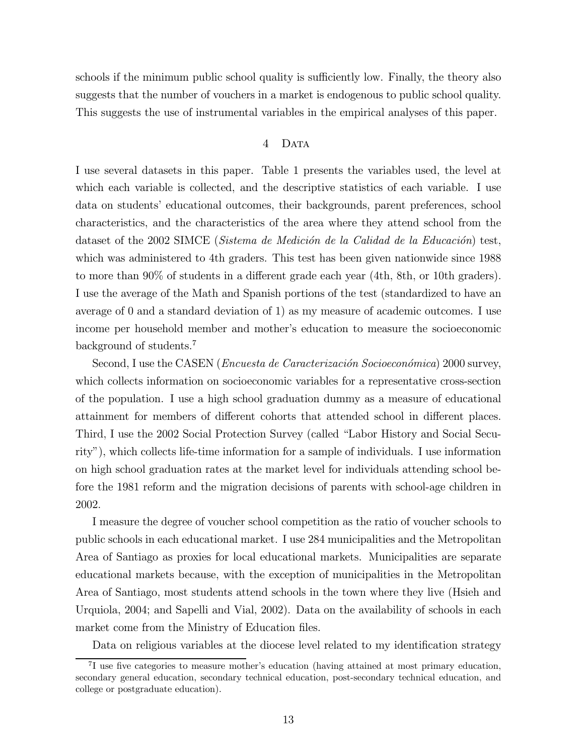schools if the minimum public school quality is sufficiently low. Finally, the theory also suggests that the number of vouchers in a market is endogenous to public school quality. This suggests the use of instrumental variables in the empirical analyses of this paper.

## 4 Data

I use several datasets in this paper. Table 1 presents the variables used, the level at which each variable is collected, and the descriptive statistics of each variable. I use data on students' educational outcomes, their backgrounds, parent preferences, school characteristics, and the characteristics of the area where they attend school from the dataset of the 2002 SIMCE (*Sistema de Medición de la Calidad de la Educación*) test, which was administered to 4th graders. This test has been given nationwide since 1988 to more than 90% of students in a different grade each year (4th, 8th, or 10th graders). I use the average of the Math and Spanish portions of the test (standardized to have an average of 0 and a standard deviation of 1) as my measure of academic outcomes. I use income per household member and mother's education to measure the socioeconomic background of students.[7]

Second, I use the CASEN (*Encuesta de Caracterización Socioeconómica*) 2000 survey, which collects information on socioeconomic variables for a representative cross-section of the population. I use a high school graduation dummy as a measure of educational attainment for members of different cohorts that attended school in different places. Third, I use the 2002 Social Protection Survey (called "Labor History and Social Security"), which collects life-time information for a sample of individuals. I use information on high school graduation rates at the market level for individuals attending school before the 1981 reform and the migration decisions of parents with school-age children in 2002.

I measure the degree of voucher school competition as the ratio of voucher schools to public schools in each educational market. I use 284 municipalities and the Metropolitan Area of Santiago as proxies for local educational markets. Municipalities are separate educational markets because, with the exception of municipalities in the Metropolitan Area of Santiago, most students attend schools in the town where they live (Hsieh and Urquiola, 2004; and Sapelli and Vial, 2002). Data on the availability of schools in each market come from the Ministry of Education files.

Data on religious variables at the diocese level related to my identification strategy

[7] I use five categories to measure mother's education (having attained at most primary education, secondary general education, secondary technical education, post-secondary technical education, and college or postgraduate education).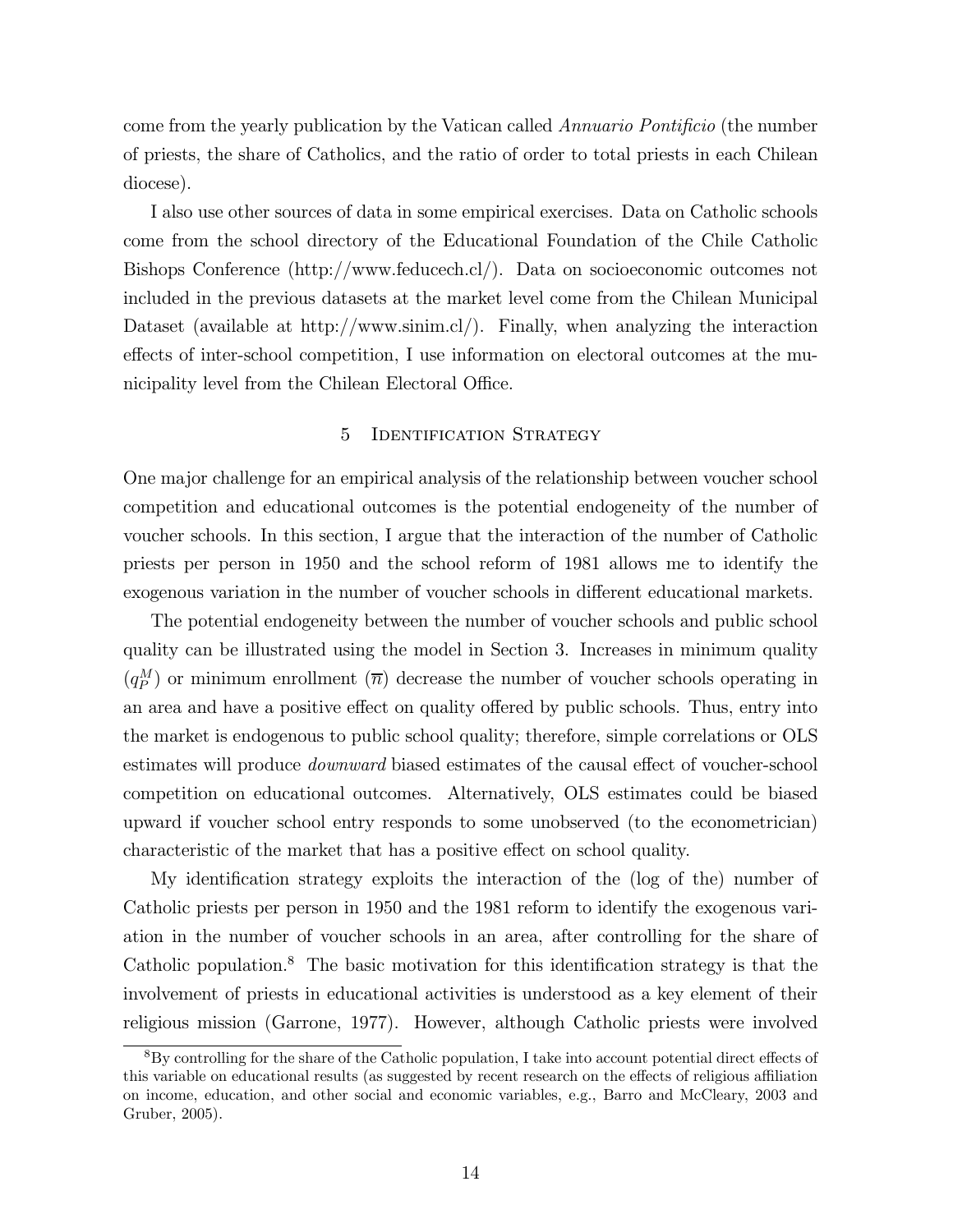come from the yearly publication by the Vatican called *Annuario Pontificio* (the number of priests, the share of Catholics, and the ratio of order to total priests in each Chilean diocese).

I also use other sources of data in some empirical exercises. Data on Catholic schools come from the school directory of the Educational Foundation of the Chile Catholic Bishops Conference (http://www.feducech.cl/). Data on socioeconomic outcomes not included in the previous datasets at the market level come from the Chilean Municipal Dataset (available at http://www.sinim.cl/). Finally, when analyzing the interaction effects of inter-school competition, I use information on electoral outcomes at the municipality level from the Chilean Electoral Office.

## 5 Identification Strategy

One major challenge for an empirical analysis of the relationship between voucher school competition and educational outcomes is the potential endogeneity of the number of voucher schools. In this section, I argue that the interaction of the number of Catholic priests per person in 1950 and the school reform of 1981 allows me to identify the exogenous variation in the number of voucher schools in different educational markets.

The potential endogeneity between the number of voucher schools and public school quality can be illustrated using the model in Section 3. Increases in minimum quality ($q_P^M$) or minimum enrollment ($\overline{\pi}$) decrease the number of voucher schools operating in an area and have a positive effect on quality offered by public schools. Thus, entry into the market is endogenous to public school quality; therefore, simple correlations or OLS estimates will produce *downward* biased estimates of the causal effect of voucher-school competition on educational outcomes. Alternatively, OLS estimates could be biased upward if voucher school entry responds to some unobserved (to the econometrician) characteristic of the market that has a positive effect on school quality.

My identification strategy exploits the interaction of the (log of the) number of Catholic priests per person in 1950 and the 1981 reform to identify the exogenous variation in the number of voucher schools in an area, after controlling for the share of Catholic population.[8] The basic motivation for this identification strategy is that the involvement of priests in educational activities is understood as a key element of their religious mission (Garrone, 1977). However, although Catholic priests were involved

[8] By controlling for the share of the Catholic population, I take into account potential direct effects of this variable on educational results (as suggested by recent research on the effects of religious affiliation on income, education, and other social and economic variables, e.g., Barro and McCleary, 2003 and Gruber, 2005).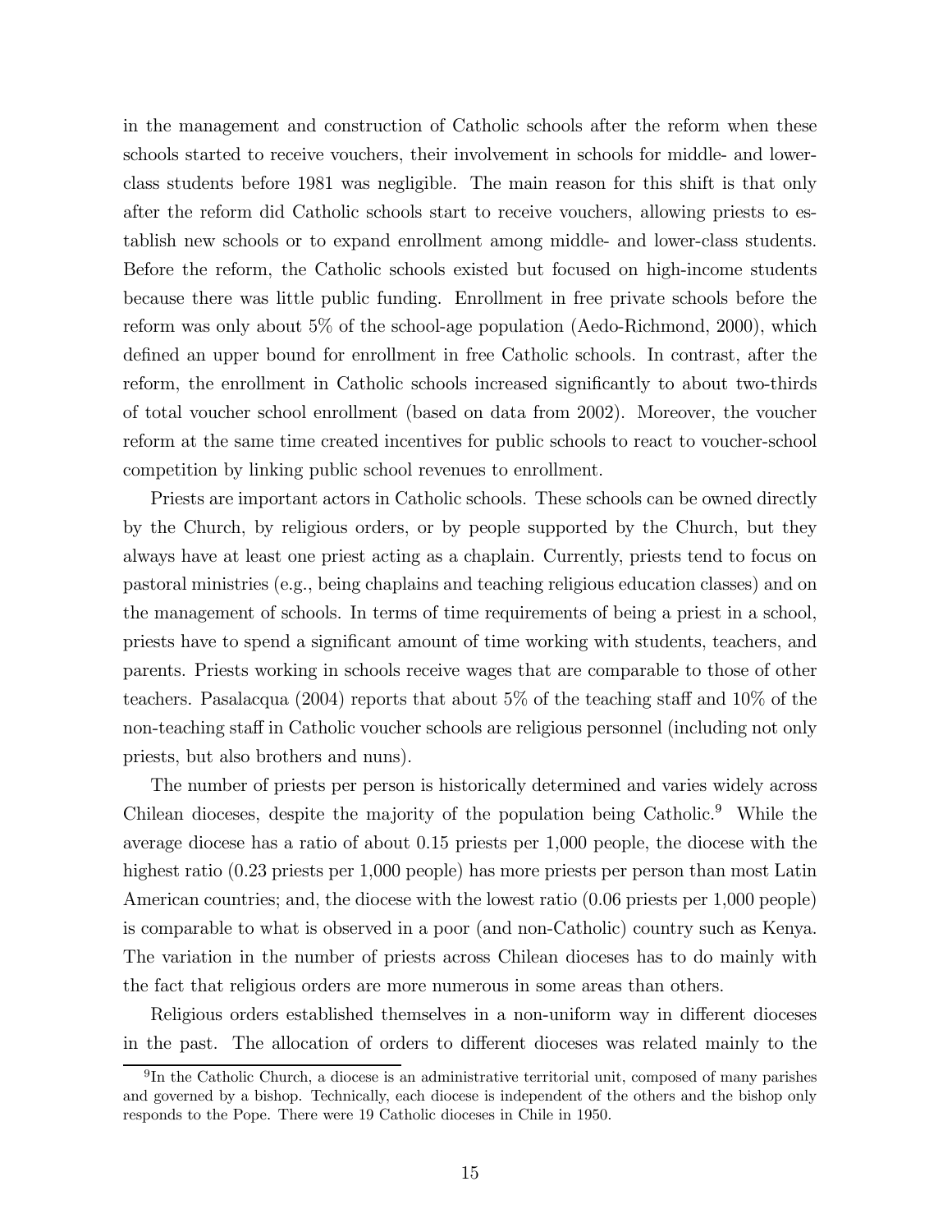in the management and construction of Catholic schools after the reform when these schools started to receive vouchers, their involvement in schools for middle- and lower-class students before 1981 was negligible. The main reason for this shift is that only after the reform did Catholic schools start to receive vouchers, allowing priests to establish new schools or to expand enrollment among middle- and lower-class students. Before the reform, the Catholic schools existed but focused on high-income students because there was little public funding. Enrollment in free private schools before the reform was only about 5% of the school-age population (Aedo-Richmond, 2000), which defined an upper bound for enrollment in free Catholic schools. In contrast, after the reform, the enrollment in Catholic schools increased significantly to about two-thirds of total voucher school enrollment (based on data from 2002). Moreover, the voucher reform at the same time created incentives for public schools to react to voucher-school competition by linking public school revenues to enrollment.

Priests are important actors in Catholic schools. These schools can be owned directly by the Church, by religious orders, or by people supported by the Church, but they always have at least one priest acting as a chaplain. Currently, priests tend to focus on pastoral ministries (e.g., being chaplains and teaching religious education classes) and on the management of schools. In terms of time requirements of being a priest in a school, priests have to spend a significant amount of time working with students, teachers, and parents. Priests working in schools receive wages that are comparable to those of other teachers. Pasalacqua (2004) reports that about 5% of the teaching staff and 10% of the non-teaching staff in Catholic voucher schools are religious personnel (including not only priests, but also brothers and nuns).

The number of priests per person is historically determined and varies widely across Chilean dioceses, despite the majority of the population being Catholic.[9] While the average diocese has a ratio of about 0.15 priests per 1,000 people, the diocese with the highest ratio (0.23 priests per 1,000 people) has more priests per person than most Latin American countries; and, the diocese with the lowest ratio (0.06 priests per 1,000 people) is comparable to what is observed in a poor (and non-Catholic) country such as Kenya. The variation in the number of priests across Chilean dioceses has to do mainly with the fact that religious orders are more numerous in some areas than others.

Religious orders established themselves in a non-uniform way in different dioceses in the past. The allocation of orders to different dioceses was related mainly to the

[9]In the Catholic Church, a diocese is an administrative territorial unit, composed of many parishes and governed by a bishop. Technically, each diocese is independent of the others and the bishop only responds to the Pope. There were 19 Catholic dioceses in Chile in 1950.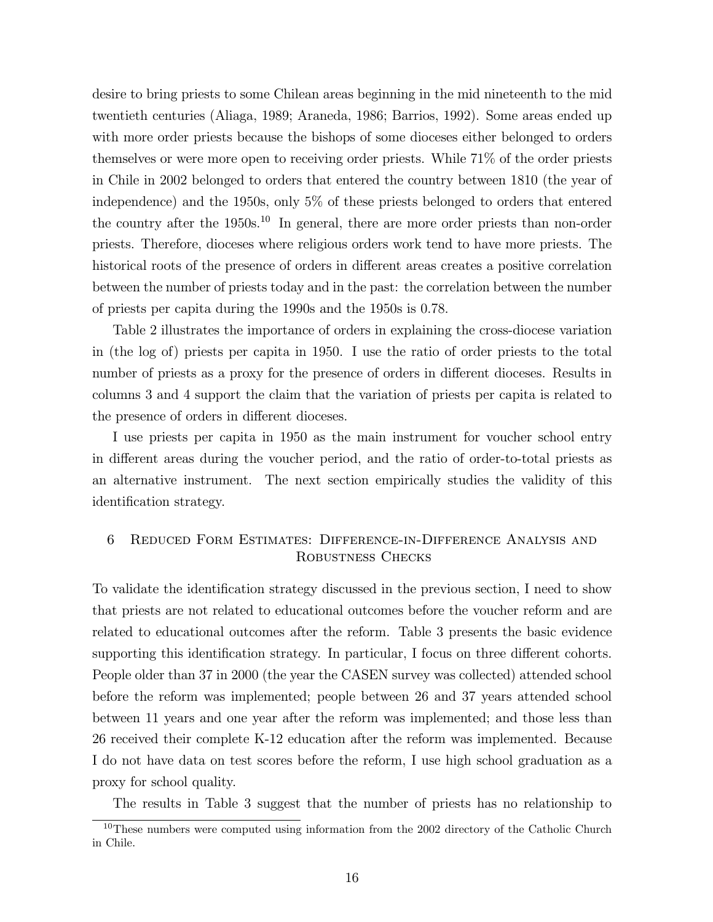desire to bring priests to some Chilean areas beginning in the mid nineteenth to the mid twentieth centuries (Aliaga, 1989; Araneda, 1986; Barrios, 1992). Some areas ended up with more order priests because the bishops of some dioceses either belonged to orders themselves or were more open to receiving order priests. While 71% of the order priests in Chile in 2002 belonged to orders that entered the country between 1810 (the year of independence) and the 1950s, only 5% of these priests belonged to orders that entered the country after the 1950s.[10] In general, there are more order priests than non-order priests. Therefore, dioceses where religious orders work tend to have more priests. The historical roots of the presence of orders in different areas creates a positive correlation between the number of priests today and in the past: the correlation between the number of priests per capita during the 1990s and the 1950s is 0.78.

Table 2 illustrates the importance of orders in explaining the cross-diocese variation in (the log of) priests per capita in 1950. I use the ratio of order priests to the total number of priests as a proxy for the presence of orders in different dioceses. Results in columns 3 and 4 support the claim that the variation of priests per capita is related to the presence of orders in different dioceses.

I use priests per capita in 1950 as the main instrument for voucher school entry in different areas during the voucher period, and the ratio of order-to-total priests as an alternative instrument. The next section empirically studies the validity of this identification strategy.

## 6 Reduced Form Estimates: Difference-in-Difference Analysis and Robustness Checks

To validate the identification strategy discussed in the previous section, I need to show that priests are not related to educational outcomes before the voucher reform and are related to educational outcomes after the reform. Table 3 presents the basic evidence supporting this identification strategy. In particular, I focus on three different cohorts. People older than 37 in 2000 (the year the CASEN survey was collected) attended school before the reform was implemented; people between 26 and 37 years attended school between 11 years and one year after the reform was implemented; and those less than 26 received their complete K-12 education after the reform was implemented. Because I do not have data on test scores before the reform, I use high school graduation as a proxy for school quality.

The results in Table 3 suggest that the number of priests has no relationship to

[10] These numbers were computed using information from the 2002 directory of the Catholic Church in Chile.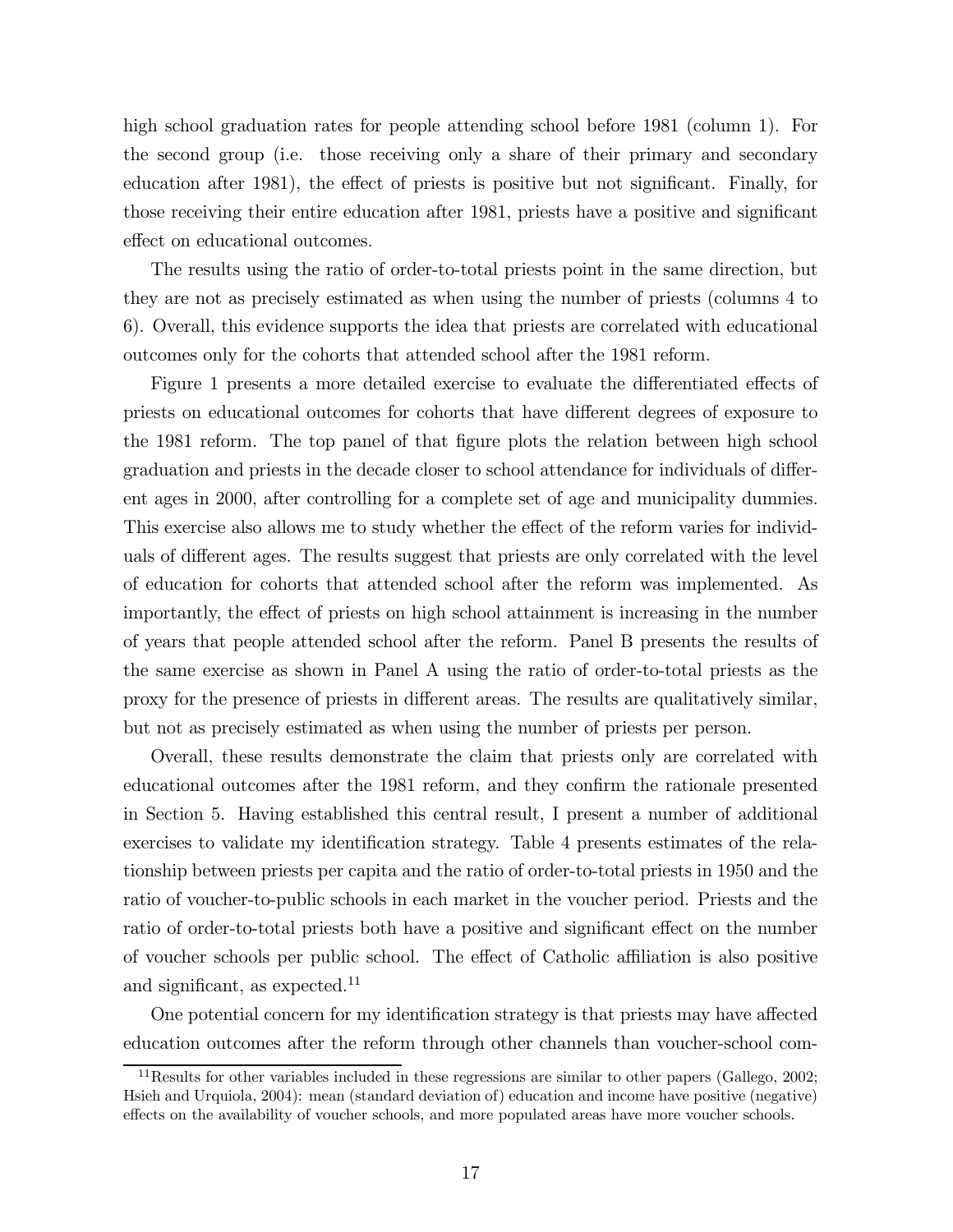high school graduation rates for people attending school before 1981 (column 1). For the second group (i.e. those receiving only a share of their primary and secondary education after 1981), the effect of priests is positive but not significant. Finally, for those receiving their entire education after 1981, priests have a positive and significant effect on educational outcomes.

The results using the ratio of order-to-total priests point in the same direction, but they are not as precisely estimated as when using the number of priests (columns 4 to 6). Overall, this evidence supports the idea that priests are correlated with educational outcomes only for the cohorts that attended school after the 1981 reform.

Figure 1 presents a more detailed exercise to evaluate the differentiated effects of priests on educational outcomes for cohorts that have different degrees of exposure to the 1981 reform. The top panel of that figure plots the relation between high school graduation and priests in the decade closer to school attendance for individuals of different ages in 2000, after controlling for a complete set of age and municipality dummies. This exercise also allows me to study whether the effect of the reform varies for individuals of different ages. The results suggest that priests are only correlated with the level of education for cohorts that attended school after the reform was implemented. As importantly, the effect of priests on high school attainment is increasing in the number of years that people attended school after the reform. Panel B presents the results of the same exercise as shown in Panel A using the ratio of order-to-total priests as the proxy for the presence of priests in different areas. The results are qualitatively similar, but not as precisely estimated as when using the number of priests per person.

Overall, these results demonstrate the claim that priests only are correlated with educational outcomes after the 1981 reform, and they confirm the rationale presented in Section 5. Having established this central result, I present a number of additional exercises to validate my identification strategy. Table 4 presents estimates of the relationship between priests per capita and the ratio of order-to-total priests in 1950 and the ratio of voucher-to-public schools in each market in the voucher period. Priests and the ratio of order-to-total priests both have a positive and significant effect on the number of voucher schools per public school. The effect of Catholic affiliation is also positive and significant, as expected.[11]

One potential concern for my identification strategy is that priests may have affected education outcomes after the reform through other channels than voucher-school com-

[11] Results for other variables included in these regressions are similar to other papers (Gallego, 2002; Hsieh and Urquiola, 2004): mean (standard deviation of) education and income have positive (negative) effects on the availability of voucher schools, and more populated areas have more voucher schools.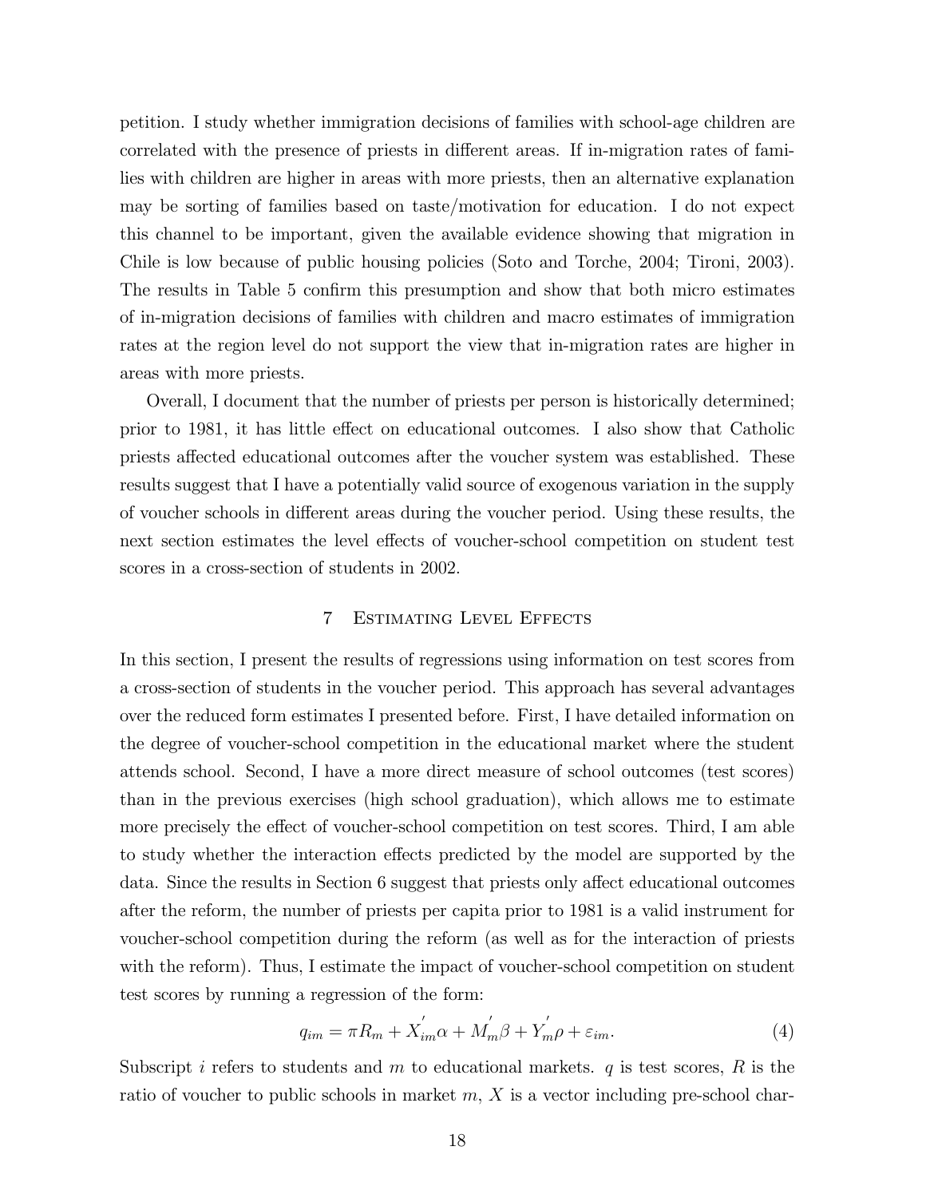petition. I study whether immigration decisions of families with school-age children are correlated with the presence of priests in different areas. If in-migration rates of families with children are higher in areas with more priests, then an alternative explanation may be sorting of families based on taste/motivation for education. I do not expect this channel to be important, given the available evidence showing that migration in Chile is low because of public housing policies (Soto and Torche, 2004; Tironi, 2003). The results in Table 5 confirm this presumption and show that both micro estimates of in-migration decisions of families with children and macro estimates of immigration rates at the region level do not support the view that in-migration rates are higher in areas with more priests.

Overall, I document that the number of priests per person is historically determined; prior to 1981, it has little effect on educational outcomes. I also show that Catholic priests affected educational outcomes after the voucher system was established. These results suggest that I have a potentially valid source of exogenous variation in the supply of voucher schools in different areas during the voucher period. Using these results, the next section estimates the level effects of voucher-school competition on student test scores in a cross-section of students in 2002.

## 7 Estimating Level Effects

In this section, I present the results of regressions using information on test scores from a cross-section of students in the voucher period. This approach has several advantages over the reduced form estimates I presented before. First, I have detailed information on the degree of voucher-school competition in the educational market where the student attends school. Second, I have a more direct measure of school outcomes (test scores) than in the previous exercises (high school graduation), which allows me to estimate more precisely the effect of voucher-school competition on test scores. Third, I am able to study whether the interaction effects predicted by the model are supported by the data. Since the results in Section 6 suggest that priests only affect educational outcomes after the reform, the number of priests per capita prior to 1981 is a valid instrument for voucher-school competition during the reform (as well as for the interaction of priests with the reform). Thus, I estimate the impact of voucher-school competition on student test scores by running a regression of the form:

$$q_{im} = \pi R_m + X_{im}^{'}\alpha + M_m^{'}\beta + Y_m^{'}\rho + \varepsilon_{im}. \tag{4}$$

Subscript $i$ refers to students and $m$ to educational markets. $q$ is test scores, $R$ is the ratio of voucher to public schools in market $m$, $X$ is a vector including pre-school char-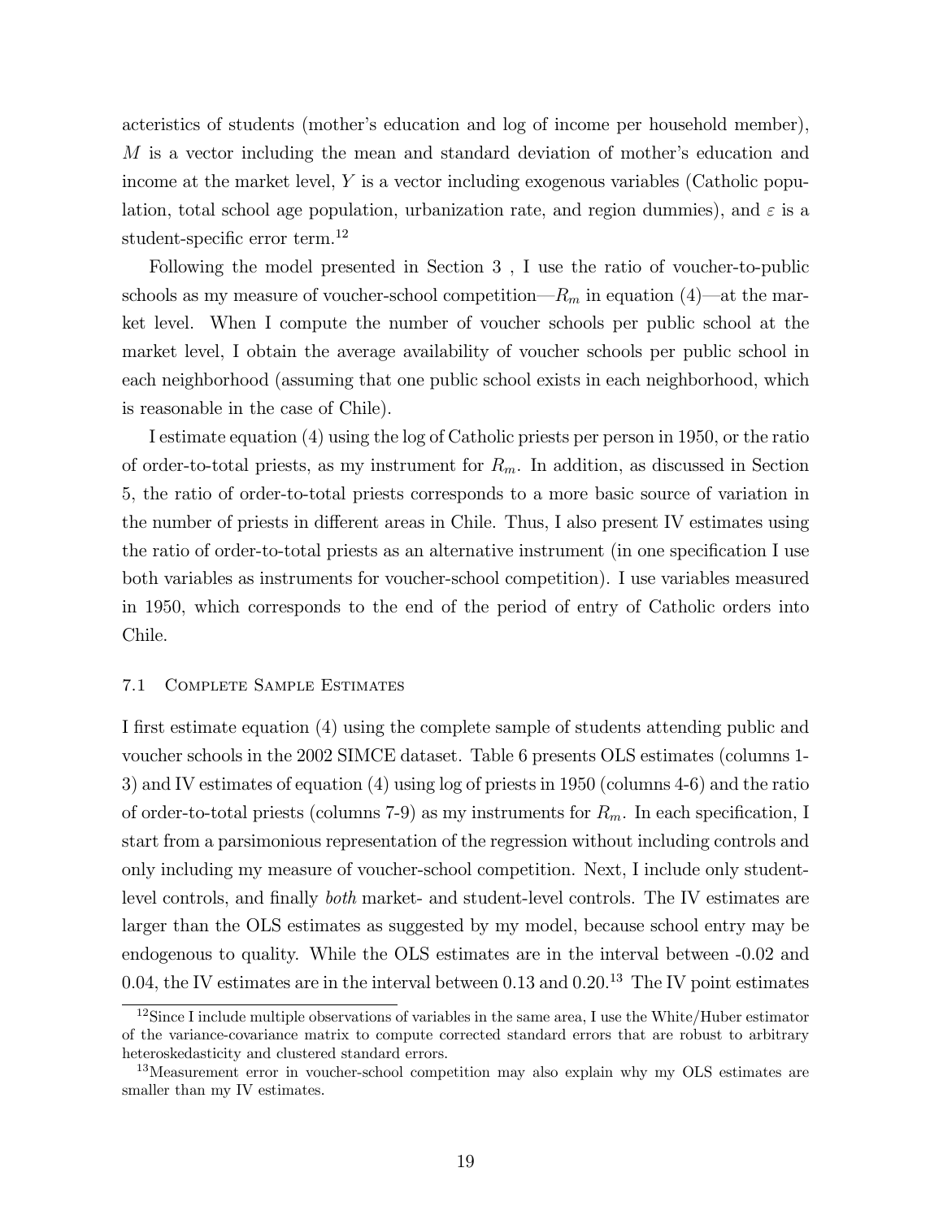acteristics of students (mother's education and log of income per household member), $M$ is a vector including the mean and standard deviation of mother's education and income at the market level, $Y$ is a vector including exogenous variables (Catholic population, total school age population, urbanization rate, and region dummies), and $\varepsilon$ is a student-specific error term.[12]

Following the model presented in Section 3 , I use the ratio of voucher-to-public schools as my measure of voucher-school competition—$R_m$ in equation (4)—at the market level. When I compute the number of voucher schools per public school at the market level, I obtain the average availability of voucher schools per public school in each neighborhood (assuming that one public school exists in each neighborhood, which is reasonable in the case of Chile).

I estimate equation (4) using the log of Catholic priests per person in 1950, or the ratio of order-to-total priests, as my instrument for $R_m$. In addition, as discussed in Section 5, the ratio of order-to-total priests corresponds to a more basic source of variation in the number of priests in different areas in Chile. Thus, I also present IV estimates using the ratio of order-to-total priests as an alternative instrument (in one specification I use both variables as instruments for voucher-school competition). I use variables measured in 1950, which corresponds to the end of the period of entry of Catholic orders into Chile.

### 7.1 Complete Sample Estimates

I first estimate equation (4) using the complete sample of students attending public and voucher schools in the 2002 SIMCE dataset. Table 6 presents OLS estimates (columns 1-3) and IV estimates of equation (4) using log of priests in 1950 (columns 4-6) and the ratio of order-to-total priests (columns 7-9) as my instruments for $R_m$. In each specification, I start from a parsimonious representation of the regression without including controls and only including my measure of voucher-school competition. Next, I include only student-level controls, and finally *both* market- and student-level controls. The IV estimates are larger than the OLS estimates as suggested by my model, because school entry may be endogenous to quality. While the OLS estimates are in the interval between -0.02 and 0.04, the IV estimates are in the interval between 0.13 and 0.20.[13] The IV point estimates

[12] Since I include multiple observations of variables in the same area, I use the White/Huber estimator of the variance-covariance matrix to compute corrected standard errors that are robust to arbitrary heteroskedasticity and clustered standard errors.

[13] Measurement error in voucher-school competition may also explain why my OLS estimates are smaller than my IV estimates.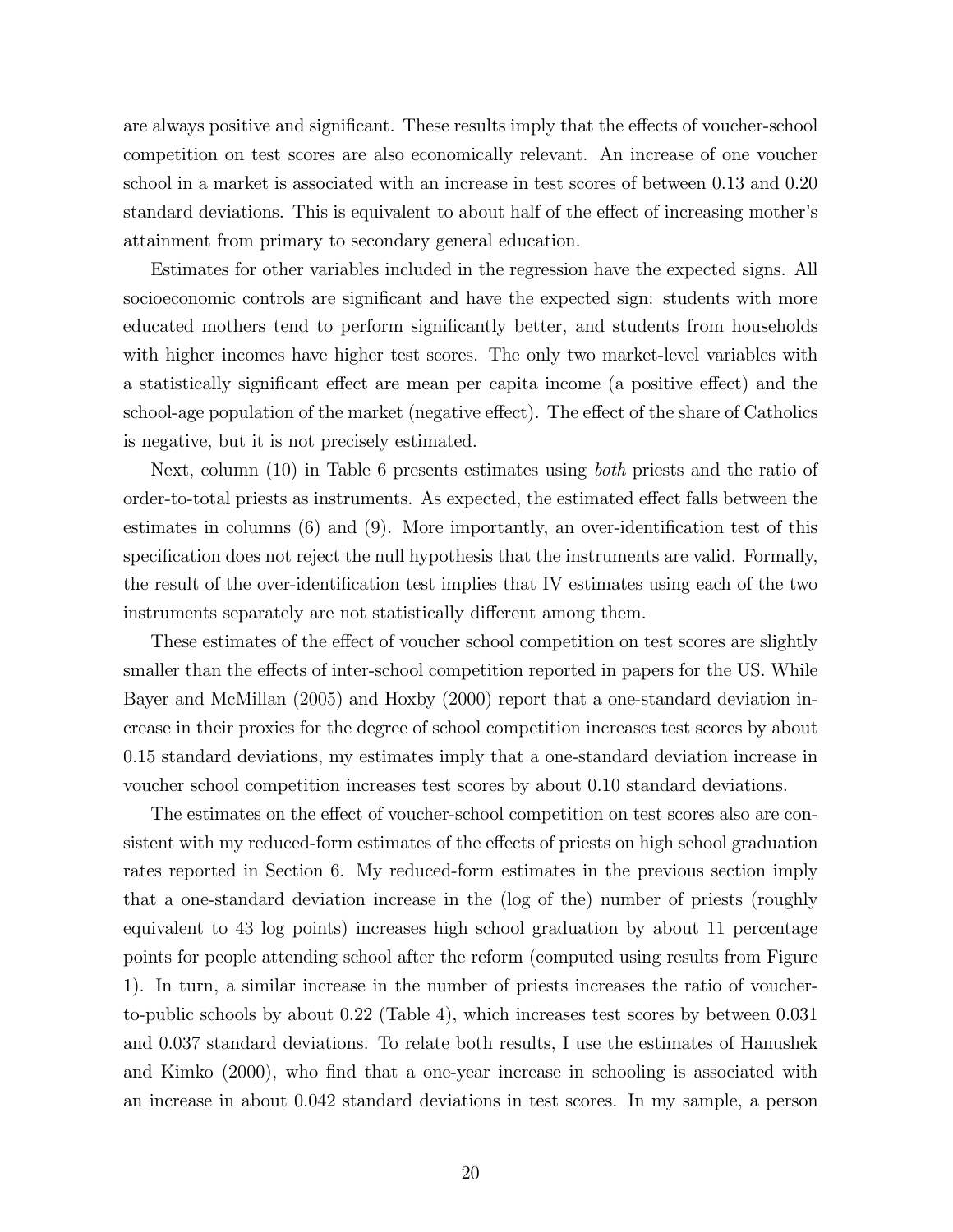are always positive and significant. These results imply that the effects of voucher-school competition on test scores are also economically relevant. An increase of one voucher school in a market is associated with an increase in test scores of between 0.13 and 0.20 standard deviations. This is equivalent to about half of the effect of increasing mother's attainment from primary to secondary general education.

Estimates for other variables included in the regression have the expected signs. All socioeconomic controls are significant and have the expected sign: students with more educated mothers tend to perform significantly better, and students from households with higher incomes have higher test scores. The only two market-level variables with a statistically significant effect are mean per capita income (a positive effect) and the school-age population of the market (negative effect). The effect of the share of Catholics is negative, but it is not precisely estimated.

Next, column (10) in Table 6 presents estimates using *both* priests and the ratio of order-to-total priests as instruments. As expected, the estimated effect falls between the estimates in columns (6) and (9). More importantly, an over-identification test of this specification does not reject the null hypothesis that the instruments are valid. Formally, the result of the over-identification test implies that IV estimates using each of the two instruments separately are not statistically different among them.

These estimates of the effect of voucher school competition on test scores are slightly smaller than the effects of inter-school competition reported in papers for the US. While Bayer and McMillan (2005) and Hoxby (2000) report that a one-standard deviation increase in their proxies for the degree of school competition increases test scores by about 0.15 standard deviations, my estimates imply that a one-standard deviation increase in voucher school competition increases test scores by about 0.10 standard deviations.

The estimates on the effect of voucher-school competition on test scores also are consistent with my reduced-form estimates of the effects of priests on high school graduation rates reported in Section 6. My reduced-form estimates in the previous section imply that a one-standard deviation increase in the (log of the) number of priests (roughly equivalent to 43 log points) increases high school graduation by about 11 percentage points for people attending school after the reform (computed using results from Figure 1). In turn, a similar increase in the number of priests increases the ratio of voucher-to-public schools by about 0.22 (Table 4), which increases test scores by between 0.031 and 0.037 standard deviations. To relate both results, I use the estimates of Hanushek and Kimko (2000), who find that a one-year increase in schooling is associated with an increase in about 0.042 standard deviations in test scores. In my sample, a person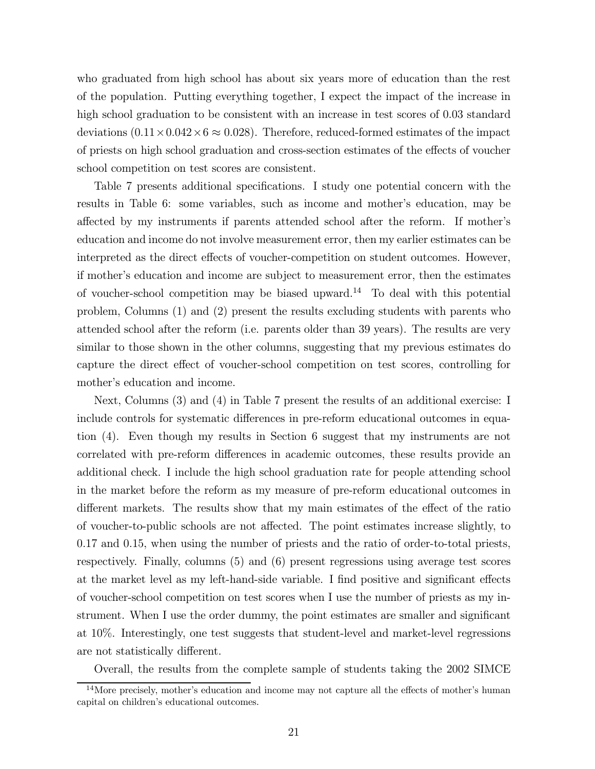who graduated from high school has about six years more of education than the rest of the population. Putting everything together, I expect the impact of the increase in high school graduation to be consistent with an increase in test scores of 0.03 standard deviations ($0.11 \times 0.042 \times 6 \approx 0.028$). Therefore, reduced-formed estimates of the impact of priests on high school graduation and cross-section estimates of the effects of voucher school competition on test scores are consistent.

Table 7 presents additional specifications. I study one potential concern with the results in Table 6: some variables, such as income and mother's education, may be affected by my instruments if parents attended school after the reform. If mother's education and income do not involve measurement error, then my earlier estimates can be interpreted as the direct effects of voucher-competition on student outcomes. However, if mother's education and income are subject to measurement error, then the estimates of voucher-school competition may be biased upward.[14] To deal with this potential problem, Columns (1) and (2) present the results excluding students with parents who attended school after the reform (i.e. parents older than 39 years). The results are very similar to those shown in the other columns, suggesting that my previous estimates do capture the direct effect of voucher-school competition on test scores, controlling for mother's education and income.

Next, Columns (3) and (4) in Table 7 present the results of an additional exercise: I include controls for systematic differences in pre-reform educational outcomes in equation (4). Even though my results in Section 6 suggest that my instruments are not correlated with pre-reform differences in academic outcomes, these results provide an additional check. I include the high school graduation rate for people attending school in the market before the reform as my measure of pre-reform educational outcomes in different markets. The results show that my main estimates of the effect of the ratio of voucher-to-public schools are not affected. The point estimates increase slightly, to 0.17 and 0.15, when using the number of priests and the ratio of order-to-total priests, respectively. Finally, columns (5) and (6) present regressions using average test scores at the market level as my left-hand-side variable. I find positive and significant effects of voucher-school competition on test scores when I use the number of priests as my instrument. When I use the order dummy, the point estimates are smaller and significant at 10%. Interestingly, one test suggests that student-level and market-level regressions are not statistically different.

Overall, the results from the complete sample of students taking the 2002 SIMCE

[14] More precisely, mother's education and income may not capture all the effects of mother's human capital on children's educational outcomes.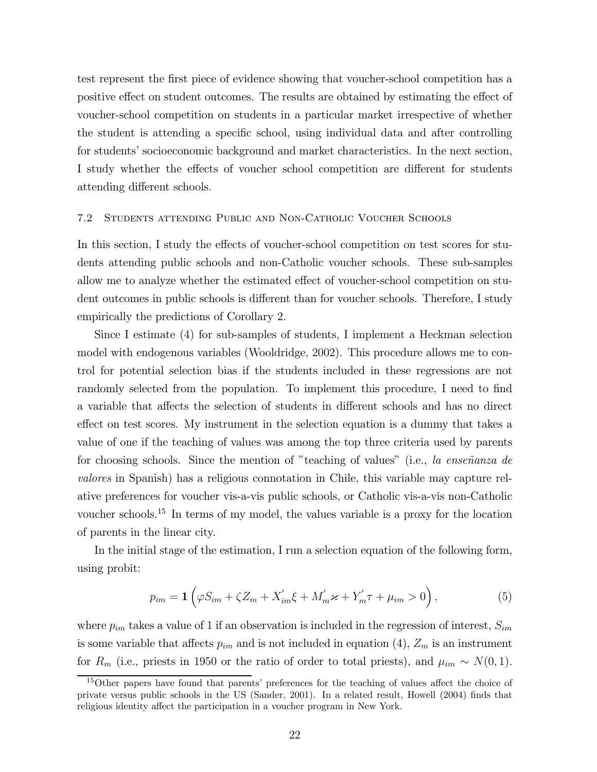test represent the first piece of evidence showing that voucher-school competition has a positive effect on student outcomes. The results are obtained by estimating the effect of voucher-school competition on students in a particular market irrespective of whether the student is attending a specific school, using individual data and after controlling for students' socioeconomic background and market characteristics. In the next section, I study whether the effects of voucher school competition are different for students attending different schools.

### 7.2 Students attending Public and Non-Catholic Voucher Schools

In this section, I study the effects of voucher-school competition on test scores for students attending public schools and non-Catholic voucher schools. These sub-samples allow me to analyze whether the estimated effect of voucher-school competition on student outcomes in public schools is different than for voucher schools. Therefore, I study empirically the predictions of Corollary 2.

Since I estimate (4) for sub-samples of students, I implement a Heckman selection model with endogenous variables (Wooldridge, 2002). This procedure allows me to control for potential selection bias if the students included in these regressions are not randomly selected from the population. To implement this procedure, I need to find a variable that affects the selection of students in different schools and has no direct effect on test scores. My instrument in the selection equation is a dummy that takes a value of one if the teaching of values was among the top three criteria used by parents for choosing schools. Since the mention of "teaching of values" (i.e., *la enseñanza de valores* in Spanish) has a religious connotation in Chile, this variable may capture relative preferences for voucher vis-a-vis public schools, or Catholic vis-a-vis non-Catholic voucher schools.[15] In terms of my model, the values variable is a proxy for the location of parents in the linear city.

In the initial stage of the estimation, I run a selection equation of the following form, using probit:

$$p_{im} = \mathbf{1}\left(\varphi S_{im} + \zeta Z_m + X_{im}^{'}\xi + M_m^{'}\varkappa + Y_m^{'}\tau + \mu_{im} > 0\right), \tag{5}$$

where $p_{im}$ takes a value of 1 if an observation is included in the regression of interest, $S_{im}$ is some variable that affects $p_{im}$ and is not included in equation (4), $Z_m$ is an instrument for $R_m$ (i.e., priests in 1950 or the ratio of order to total priests), and $\mu_{im} \sim N(0,1)$.

[15] Other papers have found that parents' preferences for the teaching of values affect the choice of private versus public schools in the US (Sander, 2001). In a related result, Howell (2004) finds that religious identity affect the participation in a voucher program in New York.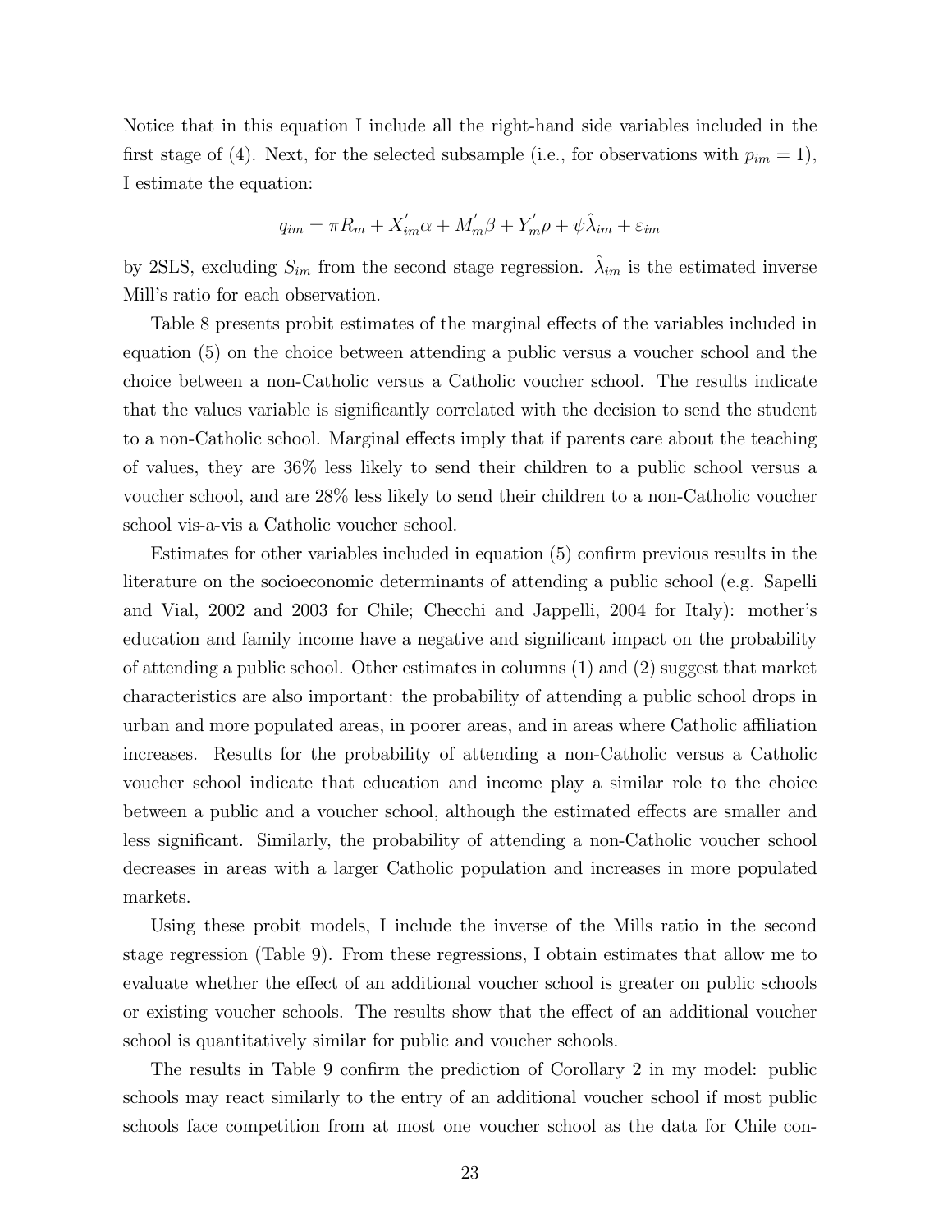Notice that in this equation I include all the right-hand side variables included in the first stage of (4). Next, for the selected subsample (i.e., for observations with $p_{im} = 1$), I estimate the equation:

$$q_{im} = \pi R_m + X_{im}^{'}\alpha + M_m^{'}\beta + Y_m^{'}\rho + \psi\hat{\lambda}_{im} + \varepsilon_{im}$$

by 2SLS, excluding $S_{im}$ from the second stage regression. $\hat{\lambda}_{im}$ is the estimated inverse Mill's ratio for each observation.

Table 8 presents probit estimates of the marginal effects of the variables included in equation (5) on the choice between attending a public versus a voucher school and the choice between a non-Catholic versus a Catholic voucher school. The results indicate that the values variable is significantly correlated with the decision to send the student to a non-Catholic school. Marginal effects imply that if parents care about the teaching of values, they are 36% less likely to send their children to a public school versus a voucher school, and are 28% less likely to send their children to a non-Catholic voucher school vis-a-vis a Catholic voucher school.

Estimates for other variables included in equation (5) confirm previous results in the literature on the socioeconomic determinants of attending a public school (e.g. Sapelli and Vial, 2002 and 2003 for Chile; Checchi and Jappelli, 2004 for Italy): mother's education and family income have a negative and significant impact on the probability of attending a public school. Other estimates in columns (1) and (2) suggest that market characteristics are also important: the probability of attending a public school drops in urban and more populated areas, in poorer areas, and in areas where Catholic affiliation increases. Results for the probability of attending a non-Catholic versus a Catholic voucher school indicate that education and income play a similar role to the choice between a public and a voucher school, although the estimated effects are smaller and less significant. Similarly, the probability of attending a non-Catholic voucher school decreases in areas with a larger Catholic population and increases in more populated markets.

Using these probit models, I include the inverse of the Mills ratio in the second stage regression (Table 9). From these regressions, I obtain estimates that allow me to evaluate whether the effect of an additional voucher school is greater on public schools or existing voucher schools. The results show that the effect of an additional voucher school is quantitatively similar for public and voucher schools.

The results in Table 9 confirm the prediction of Corollary 2 in my model: public schools may react similarly to the entry of an additional voucher school if most public schools face competition from at most one voucher school as the data for Chile con-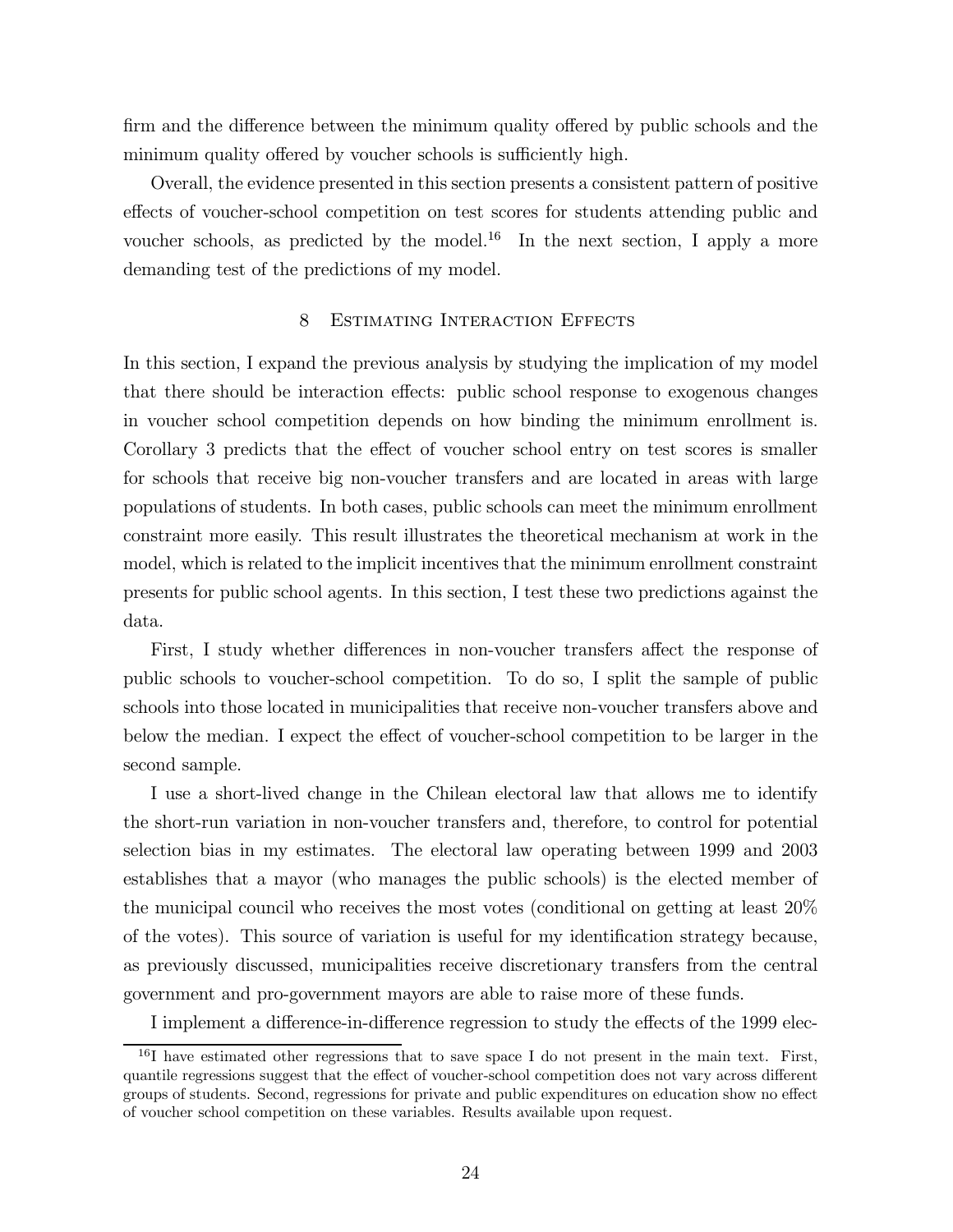firm and the difference between the minimum quality offered by public schools and the minimum quality offered by voucher schools is sufficiently high.

Overall, the evidence presented in this section presents a consistent pattern of positive effects of voucher-school competition on test scores for students attending public and voucher schools, as predicted by the model.[16] In the next section, I apply a more demanding test of the predictions of my model.

## 8 Estimating Interaction Effects

In this section, I expand the previous analysis by studying the implication of my model that there should be interaction effects: public school response to exogenous changes in voucher school competition depends on how binding the minimum enrollment is. Corollary 3 predicts that the effect of voucher school entry on test scores is smaller for schools that receive big non-voucher transfers and are located in areas with large populations of students. In both cases, public schools can meet the minimum enrollment constraint more easily. This result illustrates the theoretical mechanism at work in the model, which is related to the implicit incentives that the minimum enrollment constraint presents for public school agents. In this section, I test these two predictions against the data.

First, I study whether differences in non-voucher transfers affect the response of public schools to voucher-school competition. To do so, I split the sample of public schools into those located in municipalities that receive non-voucher transfers above and below the median. I expect the effect of voucher-school competition to be larger in the second sample.

I use a short-lived change in the Chilean electoral law that allows me to identify the short-run variation in non-voucher transfers and, therefore, to control for potential selection bias in my estimates. The electoral law operating between 1999 and 2003 establishes that a mayor (who manages the public schools) is the elected member of the municipal council who receives the most votes (conditional on getting at least 20% of the votes). This source of variation is useful for my identification strategy because, as previously discussed, municipalities receive discretionary transfers from the central government and pro-government mayors are able to raise more of these funds.

I implement a difference-in-difference regression to study the effects of the 1999 elec-

[16] I have estimated other regressions that to save space I do not present in the main text. First, quantile regressions suggest that the effect of voucher-school competition does not vary across different groups of students. Second, regressions for private and public expenditures on education show no effect of voucher school competition on these variables. Results available upon request.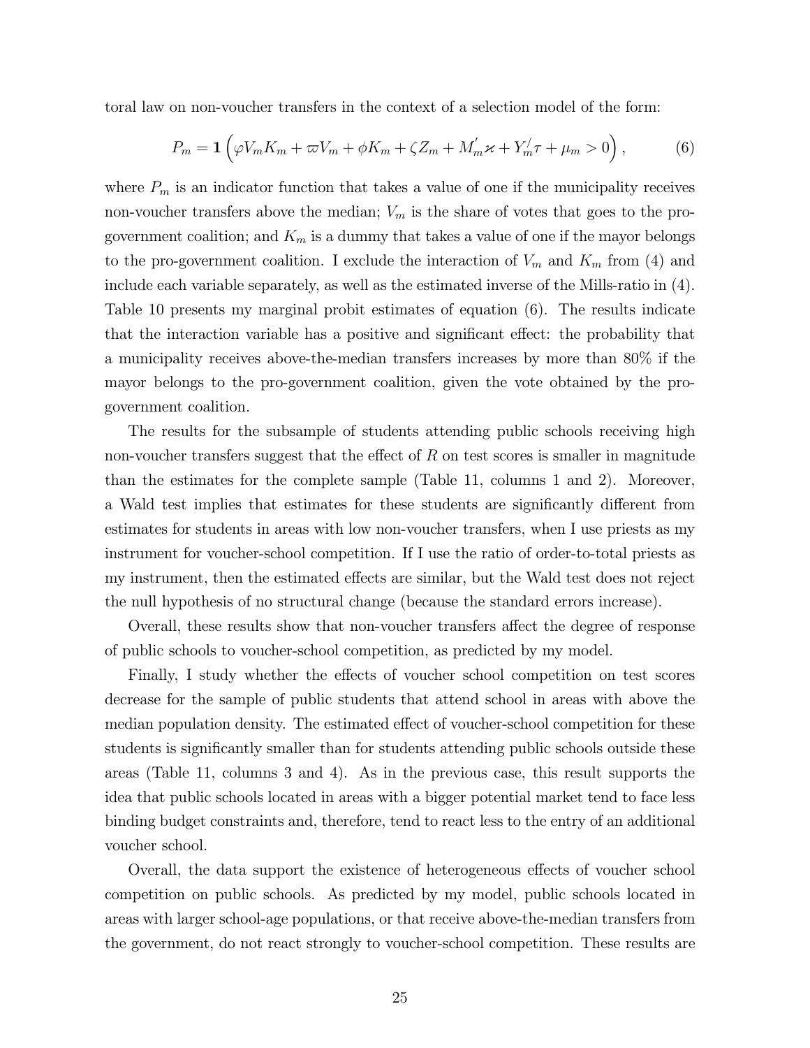toral law on non-voucher transfers in the context of a selection model of the form:

$$P_m = \mathbf{1}\left(\varphi V_m K_m + \varpi V_m + \phi K_m + \zeta Z_m + M_m^{'}\varkappa + Y_m^{/}\tau + \mu_m > 0\right), \tag{6}$$

where $P_m$ is an indicator function that takes a value of one if the municipality receives non-voucher transfers above the median; $V_m$ is the share of votes that goes to the pro-government coalition; and $K_m$ is a dummy that takes a value of one if the mayor belongs to the pro-government coalition. I exclude the interaction of $V_m$ and $K_m$ from (4) and include each variable separately, as well as the estimated inverse of the Mills-ratio in (4). Table 10 presents my marginal probit estimates of equation (6). The results indicate that the interaction variable has a positive and significant effect: the probability that a municipality receives above-the-median transfers increases by more than 80% if the mayor belongs to the pro-government coalition, given the vote obtained by the pro-government coalition.

The results for the subsample of students attending public schools receiving high non-voucher transfers suggest that the effect of $R$ on test scores is smaller in magnitude than the estimates for the complete sample (Table 11, columns 1 and 2). Moreover, a Wald test implies that estimates for these students are significantly different from estimates for students in areas with low non-voucher transfers, when I use priests as my instrument for voucher-school competition. If I use the ratio of order-to-total priests as my instrument, then the estimated effects are similar, but the Wald test does not reject the null hypothesis of no structural change (because the standard errors increase).

Overall, these results show that non-voucher transfers affect the degree of response of public schools to voucher-school competition, as predicted by my model.

Finally, I study whether the effects of voucher school competition on test scores decrease for the sample of public students that attend school in areas with above the median population density. The estimated effect of voucher-school competition for these students is significantly smaller than for students attending public schools outside these areas (Table 11, columns 3 and 4). As in the previous case, this result supports the idea that public schools located in areas with a bigger potential market tend to face less binding budget constraints and, therefore, tend to react less to the entry of an additional voucher school.

Overall, the data support the existence of heterogeneous effects of voucher school competition on public schools. As predicted by my model, public schools located in areas with larger school-age populations, or that receive above-the-median transfers from the government, do not react strongly to voucher-school competition. These results are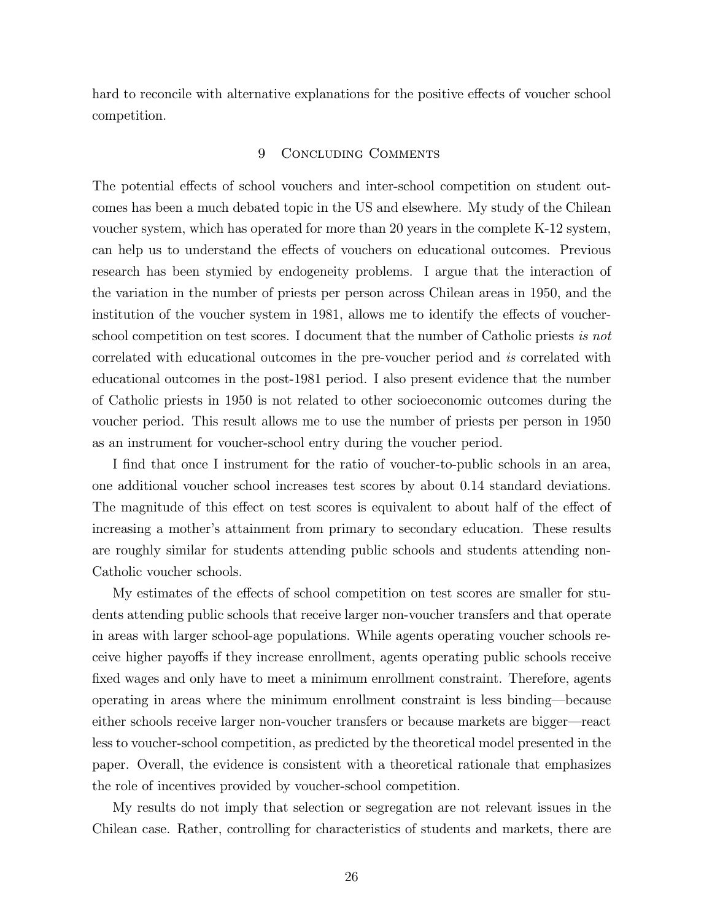hard to reconcile with alternative explanations for the positive effects of voucher school competition.

## 9 Concluding Comments

The potential effects of school vouchers and inter-school competition on student outcomes has been a much debated topic in the US and elsewhere. My study of the Chilean voucher system, which has operated for more than 20 years in the complete K-12 system, can help us to understand the effects of vouchers on educational outcomes. Previous research has been stymied by endogeneity problems. I argue that the interaction of the variation in the number of priests per person across Chilean areas in 1950, and the institution of the voucher system in 1981, allows me to identify the effects of voucher-school competition on test scores. I document that the number of Catholic priests *is not* correlated with educational outcomes in the pre-voucher period and *is* correlated with educational outcomes in the post-1981 period. I also present evidence that the number of Catholic priests in 1950 is not related to other socioeconomic outcomes during the voucher period. This result allows me to use the number of priests per person in 1950 as an instrument for voucher-school entry during the voucher period.

I find that once I instrument for the ratio of voucher-to-public schools in an area, one additional voucher school increases test scores by about 0.14 standard deviations. The magnitude of this effect on test scores is equivalent to about half of the effect of increasing a mother's attainment from primary to secondary education. These results are roughly similar for students attending public schools and students attending non-Catholic voucher schools.

My estimates of the effects of school competition on test scores are smaller for students attending public schools that receive larger non-voucher transfers and that operate in areas with larger school-age populations. While agents operating voucher schools receive higher payoffs if they increase enrollment, agents operating public schools receive fixed wages and only have to meet a minimum enrollment constraint. Therefore, agents operating in areas where the minimum enrollment constraint is less binding—because either schools receive larger non-voucher transfers or because markets are bigger—react less to voucher-school competition, as predicted by the theoretical model presented in the paper. Overall, the evidence is consistent with a theoretical rationale that emphasizes the role of incentives provided by voucher-school competition.

My results do not imply that selection or segregation are not relevant issues in the Chilean case. Rather, controlling for characteristics of students and markets, there are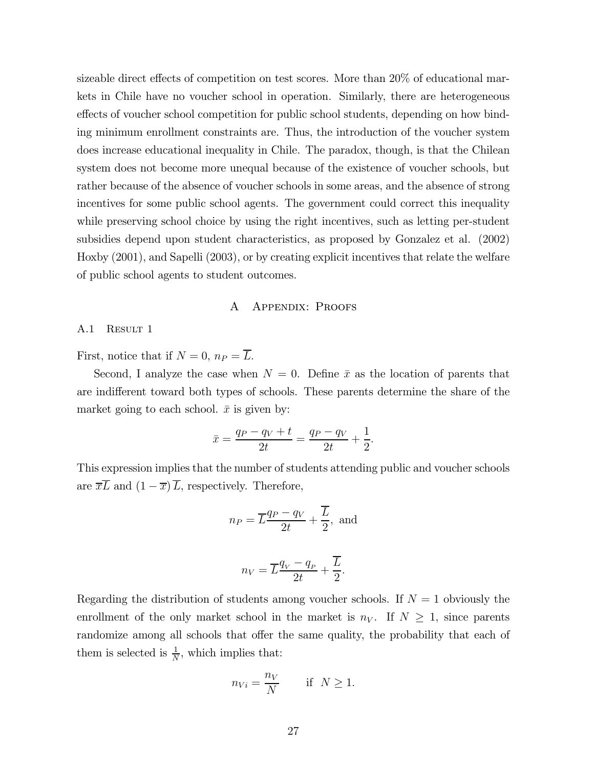sizeable direct effects of competition on test scores. More than 20% of educational markets in Chile have no voucher school in operation. Similarly, there are heterogeneous effects of voucher school competition for public school students, depending on how binding minimum enrollment constraints are. Thus, the introduction of the voucher system does increase educational inequality in Chile. The paradox, though, is that the Chilean system does not become more unequal because of the existence of voucher schools, but rather because of the absence of voucher schools in some areas, and the absence of strong incentives for some public school agents. The government could correct this inequality while preserving school choice by using the right incentives, such as letting per-student subsidies depend upon student characteristics, as proposed by Gonzalez et al. (2002) Hoxby (2001), and Sapelli (2003), or by creating explicit incentives that relate the welfare of public school agents to student outcomes.

# A Appendix: Proofs

## A.1 Result 1

First, notice that if $N = 0$, $n_P = \overline{L}$.

Second, I analyze the case when $N = 0$. Define $\bar{x}$ as the location of parents that are indifferent toward both types of schools. These parents determine the share of the market going to each school. $\bar{x}$ is given by:

$$\bar{x} = \frac{q_P - q_V + t}{2t} = \frac{q_P - q_V}{2t} + \frac{1}{2}.$$

This expression implies that the number of students attending public and voucher schools are $\overline{x}\overline{L}$ and $(1 - \overline{x})\,\overline{L}$, respectively. Therefore,

$$n_P = \overline{L}\frac{q_P - q_V}{2t} + \frac{\overline{L}}{2}, \text{ and}$$

$$n_V = \overline{L}\frac{q_V - q_P}{2t} + \frac{\overline{L}}{2}.$$

Regarding the distribution of students among voucher schools. If $N = 1$ obviously the enrollment of the only market school in the market is $n_V$. If $N \geq 1$, since parents randomize among all schools that offer the same quality, the probability that each of them is selected is $\frac{1}{N}$, which implies that:

$$n_{Vi} = \frac{n_V}{N} \qquad \text{if } \; N \geq 1.$$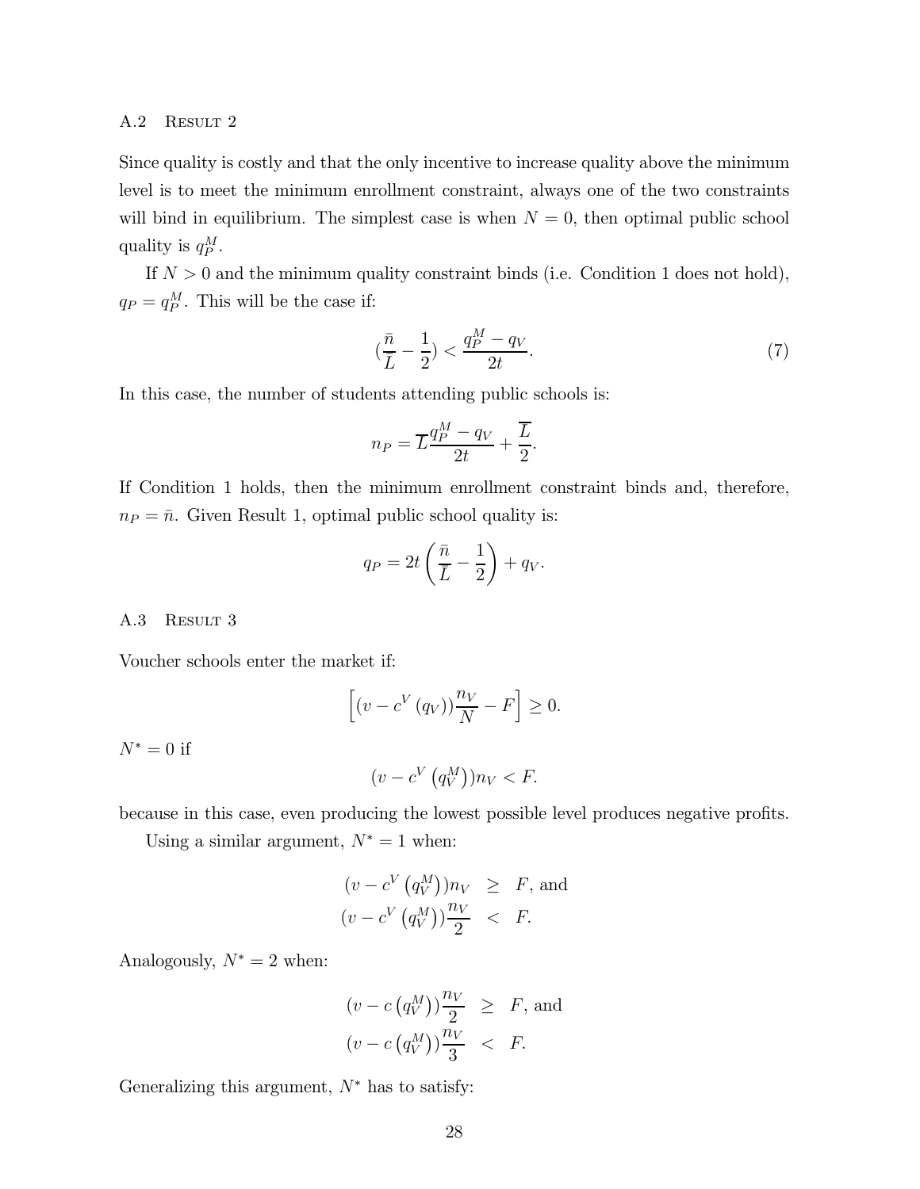### A.2 Result 2

Since quality is costly and that the only incentive to increase quality above the minimum level is to meet the minimum enrollment constraint, always one of the two constraints will bind in equilibrium. The simplest case is when $N = 0$, then optimal public school quality is $q_P^M$.

If $N > 0$ and the minimum quality constraint binds (i.e. Condition 1 does not hold), $q_P = q_P^M$. This will be the case if:

$$(\frac{\bar{n}}{\overline{L}} - \frac{1}{2}) < \frac{q_P^M - q_V}{2t}. \tag{7}$$

In this case, the number of students attending public schools is:

$$n_P = \overline{L}\frac{q_P^M - q_V}{2t} + \frac{\overline{L}}{2}.$$

If Condition 1 holds, then the minimum enrollment constraint binds and, therefore, $n_P = \bar{n}$. Given Result 1, optimal public school quality is:

$$q_P = 2t\left(\frac{\bar{n}}{\overline{L}} - \frac{1}{2}\right) + q_V.$$

### A.3 Result 3

Voucher schools enter the market if:

$$\left[(v - c^V(q_V))\frac{n_V}{N} - F\right] \geq 0.$$

$N^* = 0$ if

$$(v - c^V\left(q_V^M\right))n_V < F.$$

because in this case, even producing the lowest possible level produces negative profits.

Using a similar argument, $N^* = 1$ when:

$$\begin{aligned}
(v - c^V\left(q_V^M\right))n_V &\geq F, \text{ and} \\
(v - c^V\left(q_V^M\right))\frac{n_V}{2} &< F.
\end{aligned}$$

Analogously, $N^* = 2$ when:

$$\begin{aligned}
(v - c\left(q_V^M\right))\frac{n_V}{2} &\geq F, \text{ and} \\
(v - c\left(q_V^M\right))\frac{n_V}{3} &< F.
\end{aligned}$$

Generalizing this argument, $N^*$ has to satisfy: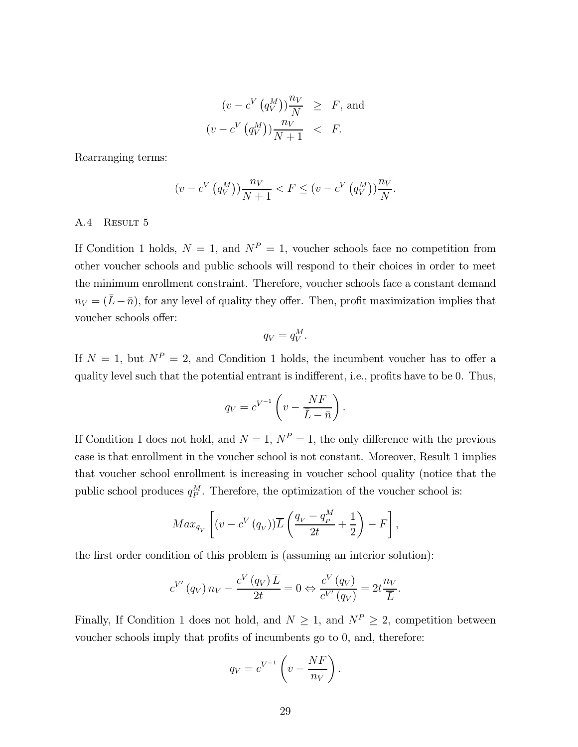$$
\begin{aligned}
(v - c^V(q_V^M))\frac{n_V}{N} &\geq F, \text{ and} \\
(v - c^V(q_V^M))\frac{n_V}{N+1} &< F.
\end{aligned}
$$

Rearranging terms:

$$
(v - c^V(q_V^M))\frac{n_V}{N+1} < F \leq (v - c^V(q_V^M))\frac{n_V}{N}.
$$

### A.4 Result 5

If Condition 1 holds, $N = 1$, and $N^P = 1$, voucher schools face no competition from other voucher schools and public schools will respond to their choices in order to meet the minimum enrollment constraint. Therefore, voucher schools face a constant demand $n_V = (\bar{L} - \bar{n})$, for any level of quality they offer. Then, profit maximization implies that voucher schools offer:

$$
q_V = q_V^M.
$$

If $N = 1$, but $N^P = 2$, and Condition 1 holds, the incumbent voucher has to offer a quality level such that the potential entrant is indifferent, i.e., profits have to be 0. Thus,

$$
q_V = c^{V^{-1}}\left(v - \frac{NF}{\bar{L} - \bar{n}}\right).
$$

If Condition 1 does not hold, and $N = 1$, $N^P = 1$, the only difference with the previous case is that enrollment in the voucher school is not constant. Moreover, Result 1 implies that voucher school enrollment is increasing in voucher school quality (notice that the public school produces $q_P^M$. Therefore, the optimization of the voucher school is:

$$
Max_{q_V}\left[(v - c^V(q_V))\overline{L}\left(\frac{q_V - q_P^M}{2t} + \frac{1}{2}\right) - F\right],
$$

the first order condition of this problem is (assuming an interior solution):

$$
c^{V'}(q_V)\, n_V - \frac{c^V(q_V)\,\overline{L}}{2t} = 0 \Leftrightarrow \frac{c^V(q_V)}{c^{V'}(q_V)} = 2t\frac{n_V}{\overline{L}}.
$$

Finally, If Condition 1 does not hold, and $N \geq 1$, and $N^P \geq 2$, competition between voucher schools imply that profits of incumbents go to 0, and, therefore:

$$
q_V = c^{V^{-1}}\left(v - \frac{NF}{n_V}\right).
$$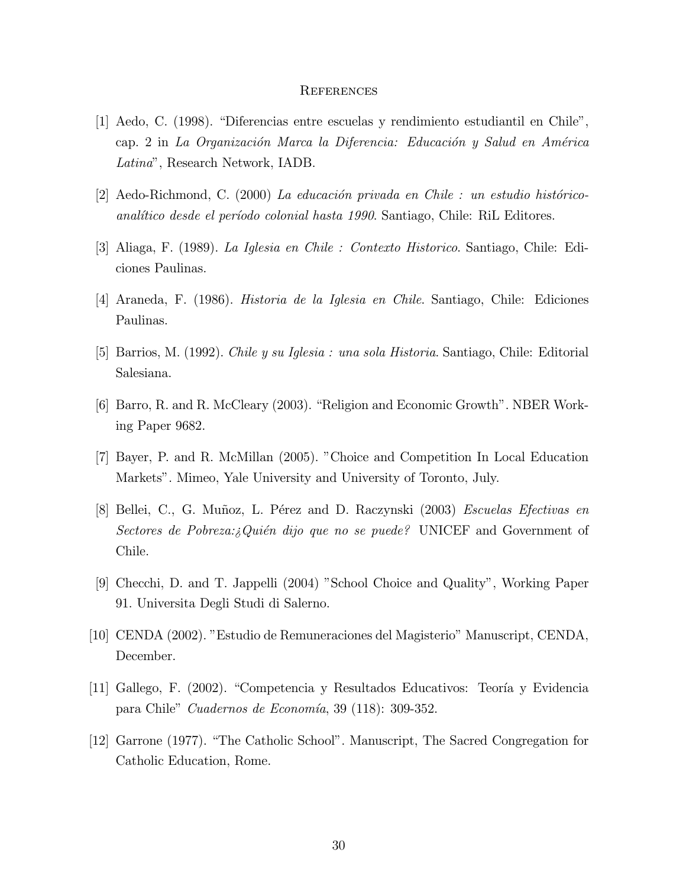## References

[1] Aedo, C. (1998). "Diferencias entre escuelas y rendimiento estudiantil en Chile", cap. 2 in *La Organización Marca la Diferencia: Educación y Salud en América Latina*", Research Network, IADB.

[2] Aedo-Richmond, C. (2000) *La educación privada en Chile : un estudio histórico-analítico desde el período colonial hasta 1990*. Santiago, Chile: RiL Editores.

[3] Aliaga, F. (1989). *La Iglesia en Chile : Contexto Historico*. Santiago, Chile: Ediciones Paulinas.

[4] Araneda, F. (1986). *Historia de la Iglesia en Chile*. Santiago, Chile: Ediciones Paulinas.

[5] Barrios, M. (1992). *Chile y su Iglesia : una sola Historia*. Santiago, Chile: Editorial Salesiana.

[6] Barro, R. and R. McCleary (2003). "Religion and Economic Growth". NBER Working Paper 9682.

[7] Bayer, P. and R. McMillan (2005). "Choice and Competition In Local Education Markets". Mimeo, Yale University and University of Toronto, July.

[8] Bellei, C., G. Muñoz, L. Pérez and D. Raczynski (2003) *Escuelas Efectivas en Sectores de Pobreza:¿Quién dijo que no se puede?* UNICEF and Government of Chile.

[9] Checchi, D. and T. Jappelli (2004) "School Choice and Quality", Working Paper 91. Universita Degli Studi di Salerno.

[10] CENDA (2002). "Estudio de Remuneraciones del Magisterio" Manuscript, CENDA, December.

[11] Gallego, F. (2002). "Competencia y Resultados Educativos: Teoría y Evidencia para Chile" *Cuadernos de Economía*, 39 (118): 309-352.

[12] Garrone (1977). "The Catholic School". Manuscript, The Sacred Congregation for Catholic Education, Rome.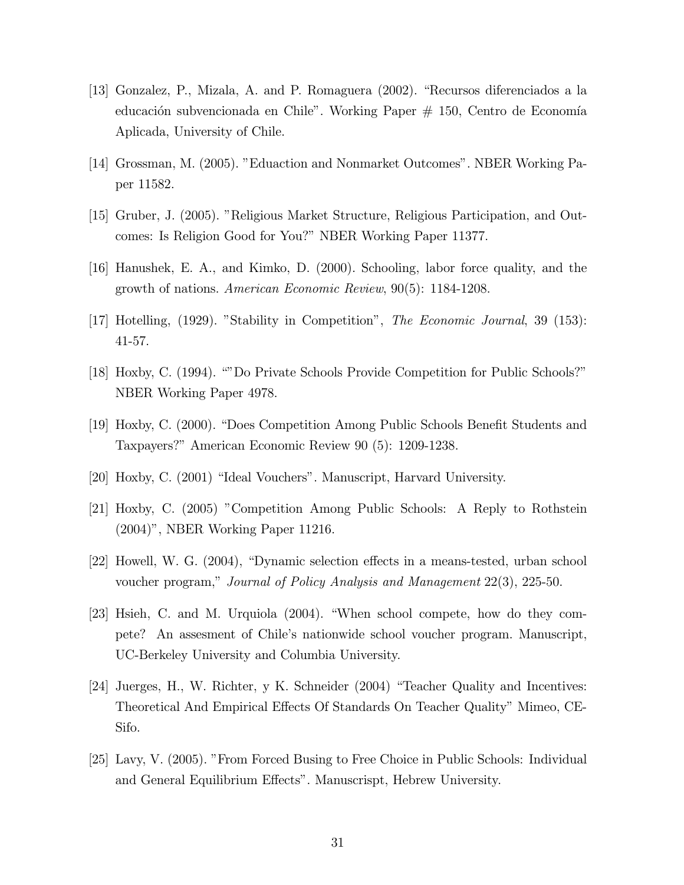[13] Gonzalez, P., Mizala, A. and P. Romaguera (2002). "Recursos diferenciados a la educación subvencionada en Chile". Working Paper # 150, Centro de Economía Aplicada, University of Chile.

[14] Grossman, M. (2005). "Eduaction and Nonmarket Outcomes". NBER Working Paper 11582.

[15] Gruber, J. (2005). "Religious Market Structure, Religious Participation, and Outcomes: Is Religion Good for You?" NBER Working Paper 11377.

[16] Hanushek, E. A., and Kimko, D. (2000). Schooling, labor force quality, and the growth of nations. *American Economic Review*, 90(5): 1184-1208.

[17] Hotelling, (1929). "Stability in Competition", *The Economic Journal*, 39 (153): 41-57.

[18] Hoxby, C. (1994). ""Do Private Schools Provide Competition for Public Schools?" NBER Working Paper 4978.

[19] Hoxby, C. (2000). "Does Competition Among Public Schools Benefit Students and Taxpayers?" American Economic Review 90 (5): 1209-1238.

[20] Hoxby, C. (2001) "Ideal Vouchers". Manuscript, Harvard University.

[21] Hoxby, C. (2005) "Competition Among Public Schools: A Reply to Rothstein (2004)", NBER Working Paper 11216.

[22] Howell, W. G. (2004), "Dynamic selection effects in a means-tested, urban school voucher program," *Journal of Policy Analysis and Management* 22(3), 225-50.

[23] Hsieh, C. and M. Urquiola (2004). "When school compete, how do they compete? An assesment of Chile's nationwide school voucher program. Manuscript, UC-Berkeley University and Columbia University.

[24] Juerges, H., W. Richter, y K. Schneider (2004) "Teacher Quality and Incentives: Theoretical And Empirical Effects Of Standards On Teacher Quality" Mimeo, CESifo.

[25] Lavy, V. (2005). "From Forced Busing to Free Choice in Public Schools: Individual and General Equilibrium Effects". Manuscrispt, Hebrew University.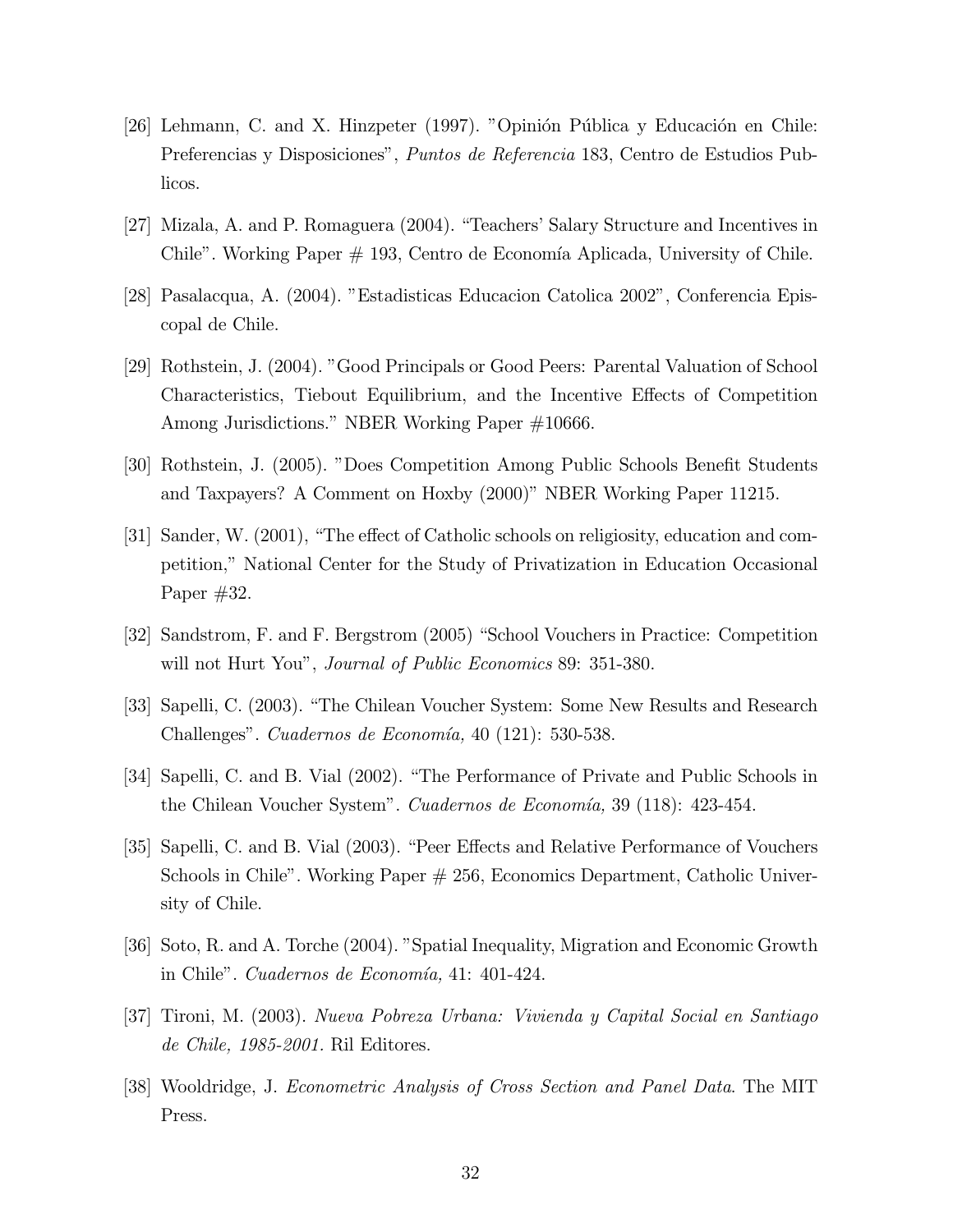[26] Lehmann, C. and X. Hinzpeter (1997). "Opinión Pública y Educación en Chile: Preferencias y Disposiciones", *Puntos de Referencia* 183, Centro de Estudios Publicos.

[27] Mizala, A. and P. Romaguera (2004). "Teachers' Salary Structure and Incentives in Chile". Working Paper # 193, Centro de Economía Aplicada, University of Chile.

[28] Pasalacqua, A. (2004). "Estadisticas Educacion Catolica 2002", Conferencia Episcopal de Chile.

[29] Rothstein, J. (2004). "Good Principals or Good Peers: Parental Valuation of School Characteristics, Tiebout Equilibrium, and the Incentive Effects of Competition Among Jurisdictions." NBER Working Paper #10666.

[30] Rothstein, J. (2005). "Does Competition Among Public Schools Benefit Students and Taxpayers? A Comment on Hoxby (2000)" NBER Working Paper 11215.

[31] Sander, W. (2001), "The effect of Catholic schools on religiosity, education and competition," National Center for the Study of Privatization in Education Occasional Paper #32.

[32] Sandstrom, F. and F. Bergstrom (2005) "School Vouchers in Practice: Competition will not Hurt You", *Journal of Public Economics* 89: 351-380.

[33] Sapelli, C. (2003). "The Chilean Voucher System: Some New Results and Research Challenges". *Cuadernos de Economía,* 40 (121): 530-538.

[34] Sapelli, C. and B. Vial (2002). "The Performance of Private and Public Schools in the Chilean Voucher System". *Cuadernos de Economía,* 39 (118): 423-454.

[35] Sapelli, C. and B. Vial (2003). "Peer Effects and Relative Performance of Vouchers Schools in Chile". Working Paper # 256, Economics Department, Catholic University of Chile.

[36] Soto, R. and A. Torche (2004). "Spatial Inequality, Migration and Economic Growth in Chile". *Cuadernos de Economía,* 41: 401-424.

[37] Tironi, M. (2003). *Nueva Pobreza Urbana: Vivienda y Capital Social en Santiago de Chile, 1985-2001.* Ril Editores.

[38] Wooldridge, J. *Econometric Analysis of Cross Section and Panel Data*. The MIT Press.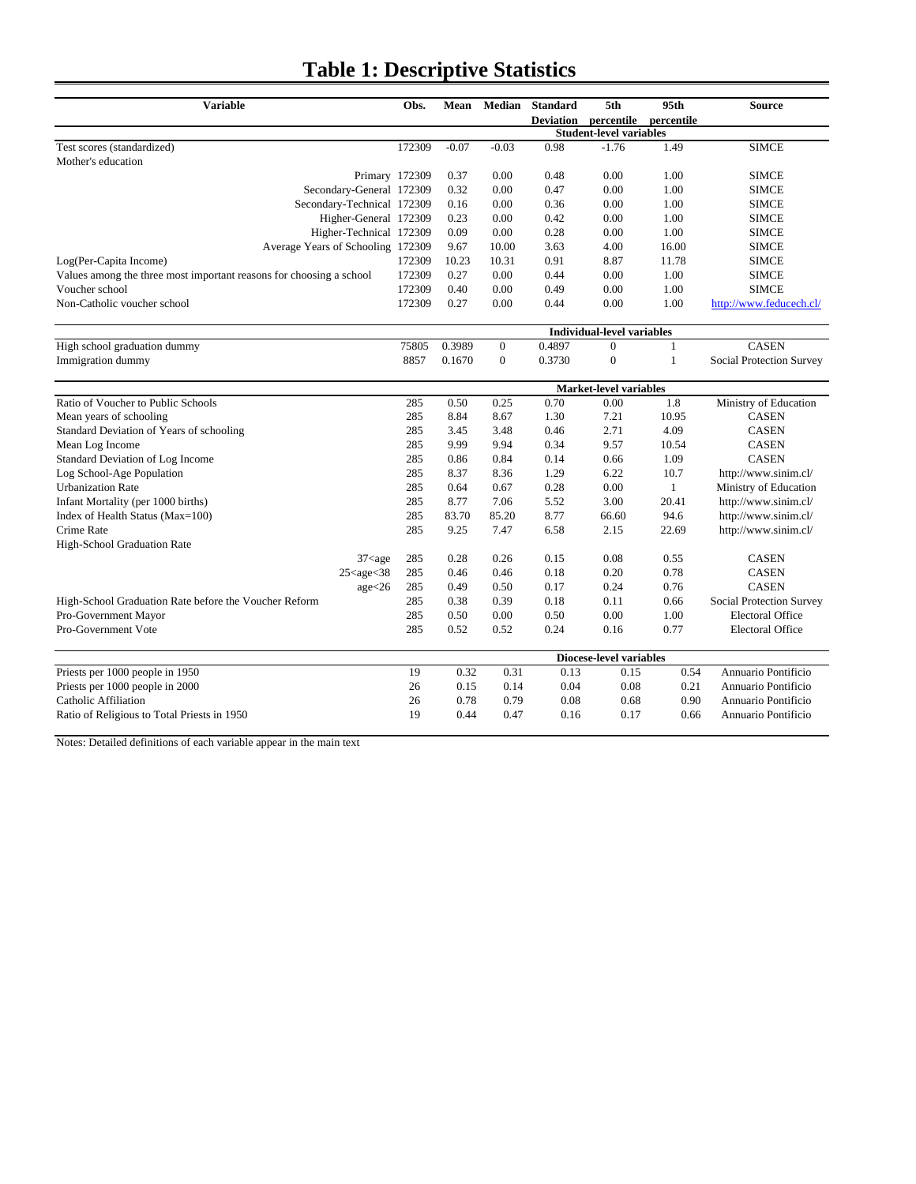# Table 1: Descriptive Statistics

| Variable | Obs. | Mean | Median | Standard Deviation | 5th percentile | 95th percentile | Source |
|---|---|---|---|---|---|---|---|
| | | | | **Student-level variables** | | | |
| Test scores (standardized) | 172309 | -0.07 | -0.03 | 0.98 | -1.76 | 1.49 | SIMCE |
| Mother's education | | | | | | | |
| Primary | 172309 | 0.37 | 0.00 | 0.48 | 0.00 | 1.00 | SIMCE |
| Secondary-General | 172309 | 0.32 | 0.00 | 0.47 | 0.00 | 1.00 | SIMCE |
| Secondary-Technical | 172309 | 0.16 | 0.00 | 0.36 | 0.00 | 1.00 | SIMCE |
| Higher-General | 172309 | 0.23 | 0.00 | 0.42 | 0.00 | 1.00 | SIMCE |
| Higher-Technical | 172309 | 0.09 | 0.00 | 0.28 | 0.00 | 1.00 | SIMCE |
| Average Years of Schooling | 172309 | 9.67 | 10.00 | 3.63 | 4.00 | 16.00 | SIMCE |
| Log(Per-Capita Income) | 172309 | 10.23 | 10.31 | 0.91 | 8.87 | 11.78 | SIMCE |
| Values among the three most important reasons for choosing a school | 172309 | 0.27 | 0.00 | 0.44 | 0.00 | 1.00 | SIMCE |
| Voucher school | 172309 | 0.40 | 0.00 | 0.49 | 0.00 | 1.00 | SIMCE |
| Non-Catholic voucher school | 172309 | 0.27 | 0.00 | 0.44 | 0.00 | 1.00 | http://www.feducech.cl/ |
| | | | | **Individual-level variables** | | | |
| High school graduation dummy | 75805 | 0.3989 | 0 | 0.4897 | 0 | 1 | CASEN |
| Immigration dummy | 8857 | 0.1670 | 0 | 0.3730 | 0 | 1 | Social Protection Survey |
| | | | | **Market-level variables** | | | |
| Ratio of Voucher to Public Schools | 285 | 0.50 | 0.25 | 0.70 | 0.00 | 1.8 | Ministry of Education |
| Mean years of schooling | 285 | 8.84 | 8.67 | 1.30 | 7.21 | 10.95 | CASEN |
| Standard Deviation of Years of schooling | 285 | 3.45 | 3.48 | 0.46 | 2.71 | 4.09 | CASEN |
| Mean Log Income | 285 | 9.99 | 9.94 | 0.34 | 9.57 | 10.54 | CASEN |
| Standard Deviation of Log Income | 285 | 0.86 | 0.84 | 0.14 | 0.66 | 1.09 | CASEN |
| Log School-Age Population | 285 | 8.37 | 8.36 | 1.29 | 6.22 | 10.7 | http://www.sinim.cl/ |
| Urbanization Rate | 285 | 0.64 | 0.67 | 0.28 | 0.00 | 1 | Ministry of Education |
| Infant Mortality (per 1000 births) | 285 | 8.77 | 7.06 | 5.52 | 3.00 | 20.41 | http://www.sinim.cl/ |
| Index of Health Status (Max=100) | 285 | 83.70 | 85.20 | 8.77 | 66.60 | 94.6 | http://www.sinim.cl/ |
| Crime Rate | 285 | 9.25 | 7.47 | 6.58 | 2.15 | 22.69 | http://www.sinim.cl/ |
| High-School Graduation Rate | | | | | | | |
| 37<age | 285 | 0.28 | 0.26 | 0.15 | 0.08 | 0.55 | CASEN |
| 25<age<38 | 285 | 0.46 | 0.46 | 0.18 | 0.20 | 0.78 | CASEN |
| age<26 | 285 | 0.49 | 0.50 | 0.17 | 0.24 | 0.76 | CASEN |
| High-School Graduation Rate before the Voucher Reform | 285 | 0.38 | 0.39 | 0.18 | 0.11 | 0.66 | Social Protection Survey |
| Pro-Government Mayor | 285 | 0.50 | 0.00 | 0.50 | 0.00 | 1.00 | Electoral Office |
| Pro-Government Vote | 285 | 0.52 | 0.52 | 0.24 | 0.16 | 0.77 | Electoral Office |
| | | | | **Diocese-level variables** | | | |
| Priests per 1000 people in 1950 | 19 | 0.32 | 0.31 | 0.13 | 0.15 | 0.54 | Annuario Pontificio |
| Priests per 1000 people in 2000 | 26 | 0.15 | 0.14 | 0.04 | 0.08 | 0.21 | Annuario Pontificio |
| Catholic Affiliation | 26 | 0.78 | 0.79 | 0.08 | 0.68 | 0.90 | Annuario Pontificio |
| Ratio of Religious to Total Priests in 1950 | 19 | 0.44 | 0.47 | 0.16 | 0.17 | 0.66 | Annuario Pontificio |

Notes: Detailed definitions of each variable appear in the main text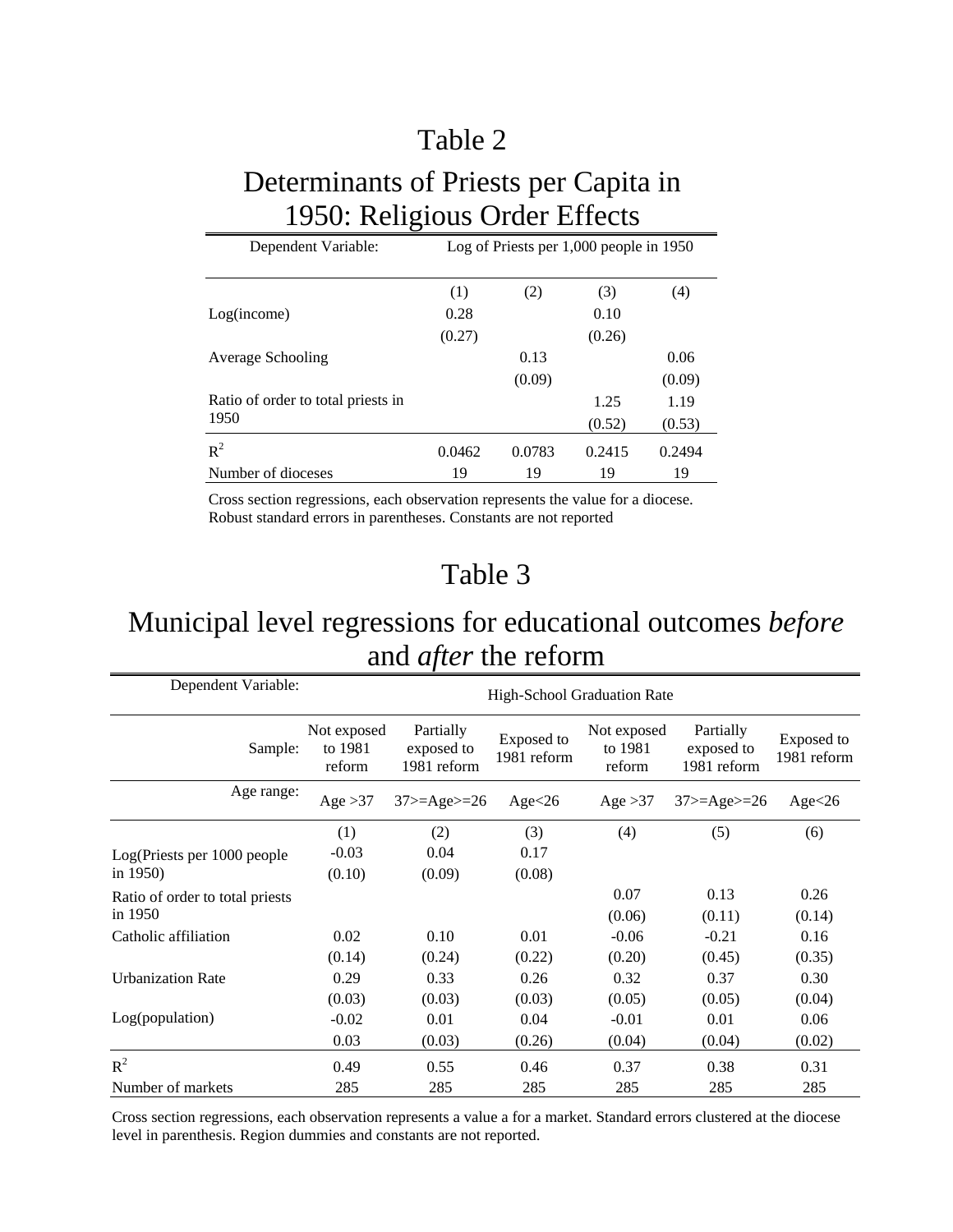# Table 2

## Determinants of Priests per Capita in 1950: Religious Order Effects

| Dependent Variable: | Log of Priests per 1,000 people in 1950 | | | |
|---|---|---|---|---|
| | (1) | (2) | (3) | (4) |
| Log(income) | 0.28 | | 0.10 | |
| | (0.27) | | (0.26) | |
| Average Schooling | | 0.13 | | 0.06 |
| | | (0.09) | | (0.09) |
| Ratio of order to total priests in 1950 | | | 1.25 | 1.19 |
| | | | (0.52) | (0.53) |
| $R^2$ | 0.0462 | 0.0783 | 0.2415 | 0.2494 |
| Number of dioceses | 19 | 19 | 19 | 19 |

Cross section regressions, each observation represents the value for a diocese. Robust standard errors in parentheses. Constants are not reported

# Table 3

## Municipal level regressions for educational outcomes *before* and *after* the reform

| Dependent Variable: | High-School Graduation Rate | | | | | |
|---|---|---|---|---|---|---|
| Sample: | Not exposed to 1981 reform | Partially exposed to 1981 reform | Exposed to 1981 reform | Not exposed to 1981 reform | Partially exposed to 1981 reform | Exposed to 1981 reform |
| Age range: | Age >37 | 37>=Age>=26 | Age<26 | Age >37 | 37>=Age>=26 | Age<26 |
| | (1) | (2) | (3) | (4) | (5) | (6) |
| Log(Priests per 1000 people in 1950) | -0.03 | 0.04 | 0.17 | | | |
| | (0.10) | (0.09) | (0.08) | | | |
| Ratio of order to total priests in 1950 | | | | 0.07 | 0.13 | 0.26 |
| | | | | (0.06) | (0.11) | (0.14) |
| Catholic affiliation | 0.02 | 0.10 | 0.01 | -0.06 | -0.21 | 0.16 |
| | (0.14) | (0.24) | (0.22) | (0.20) | (0.45) | (0.35) |
| Urbanization Rate | 0.29 | 0.33 | 0.26 | 0.32 | 0.37 | 0.30 |
| | (0.03) | (0.03) | (0.03) | (0.05) | (0.05) | (0.04) |
| Log(population) | -0.02 | 0.01 | 0.04 | -0.01 | 0.01 | 0.06 |
| | 0.03 | (0.03) | (0.26) | (0.04) | (0.04) | (0.02) |
| $R^2$ | 0.49 | 0.55 | 0.46 | 0.37 | 0.38 | 0.31 |
| Number of markets | 285 | 285 | 285 | 285 | 285 | 285 |

Cross section regressions, each observation represents a value a for a market. Standard errors clustered at the diocese level in parenthesis. Region dummies and constants are not reported.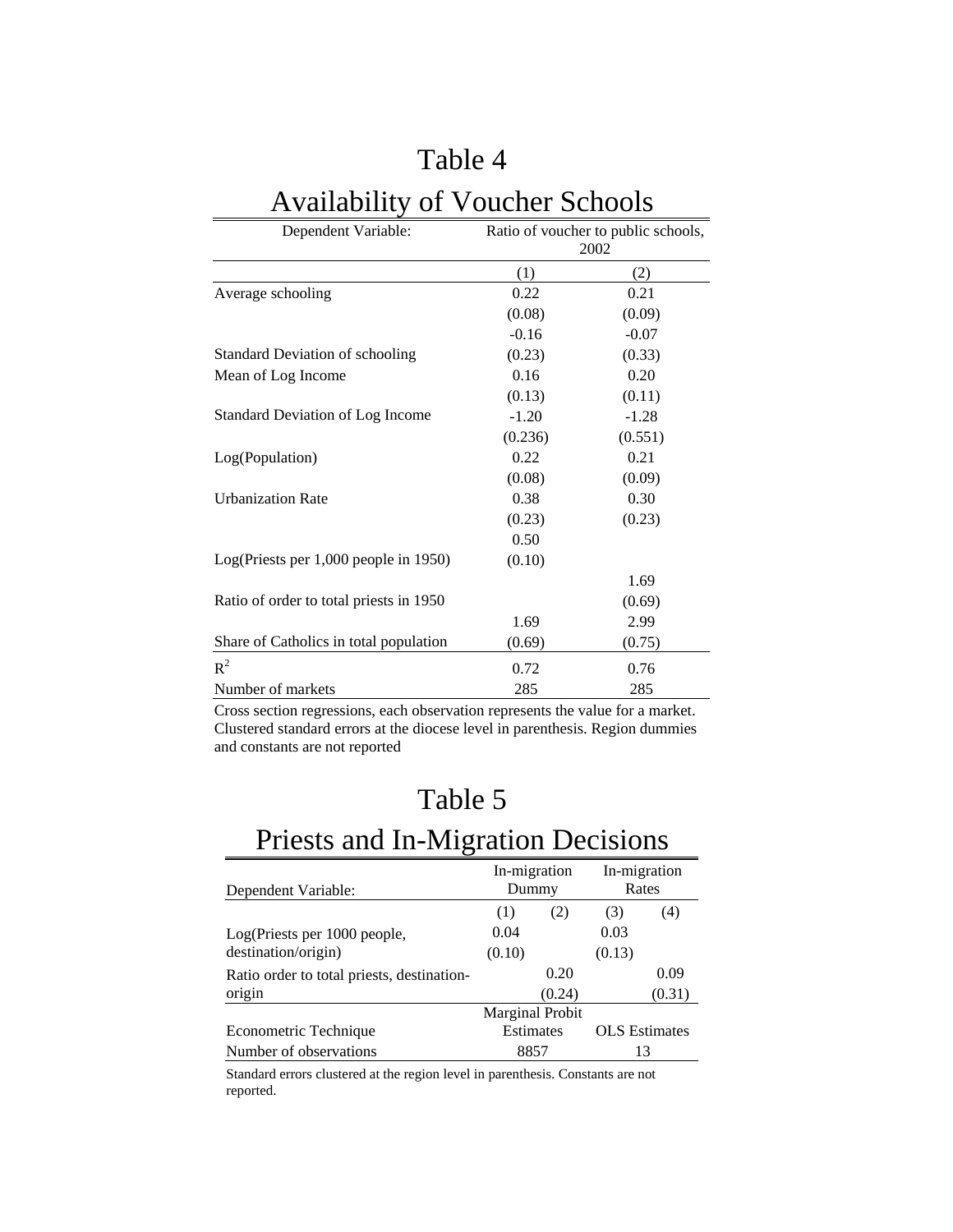# Table 4

## Availability of Voucher Schools

| Dependent Variable: | Ratio of voucher to public schools, 2002 | |
|---|---|---|
| | (1) | (2) |
| Average schooling | 0.22 | 0.21 |
| | (0.08) | (0.09) |
| Standard Deviation of schooling | -0.16 | -0.07 |
| | (0.23) | (0.33) |
| Mean of Log Income | 0.16 | 0.20 |
| | (0.13) | (0.11) |
| Standard Deviation of Log Income | -1.20 | -1.28 |
| | (0.236) | (0.551) |
| Log(Population) | 0.22 | 0.21 |
| | (0.08) | (0.09) |
| Urbanization Rate | 0.38 | 0.30 |
| | (0.23) | (0.23) |
| Log(Priests per 1,000 people in 1950) | 0.50 | |
| | (0.10) | |
| Ratio of order to total priests in 1950 | | 1.69 |
| | | (0.69) |
| Share of Catholics in total population | 1.69 | 2.99 |
| | (0.69) | (0.75) |
| $R^2$ | 0.72 | 0.76 |
| Number of markets | 285 | 285 |

Cross section regressions, each observation represents the value for a market. Clustered standard errors at the diocese level in parenthesis. Region dummies and constants are not reported

# Table 5

## Priests and In-Migration Decisions

| Dependent Variable: | In-migration Dummy | | In-migration Rates | |
|---|---|---|---|---|
| | (1) | (2) | (3) | (4) |
| Log(Priests per 1000 people, destination/origin) | 0.04 | | 0.03 | |
| | (0.10) | | (0.13) | |
| Ratio order to total priests, destination-origin | | 0.20 | | 0.09 |
| | | (0.24) | | (0.31) |
| Econometric Technique | Marginal Probit Estimates | | OLS Estimates | |
| Number of observations | 8857 | | 13 | |

Standard errors clustered at the region level in parenthesis. Constants are not reported.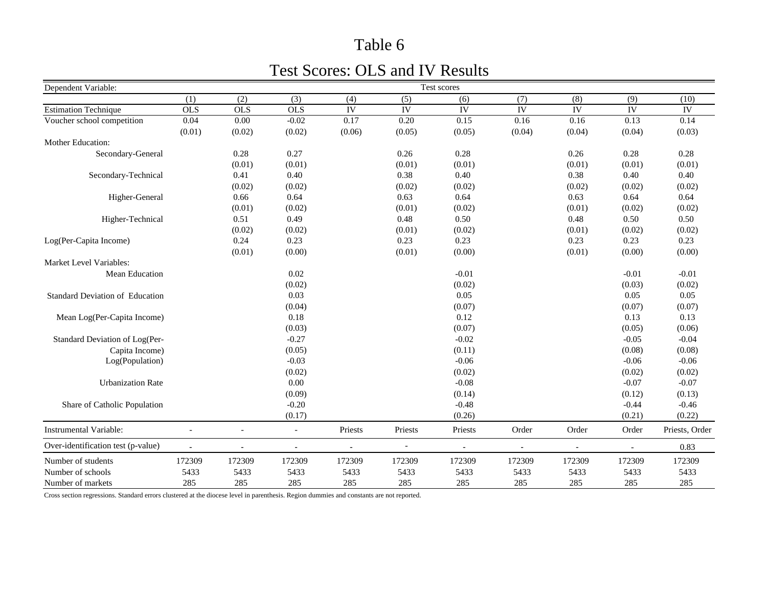# Table 6

## Test Scores: OLS and IV Results

| Dependent Variable: | Test scores | | | | | | | | | |
|---|---|---|---|---|---|---|---|---|---|---|
| | (1) | (2) | (3) | (4) | (5) | (6) | (7) | (8) | (9) | (10) |
| Estimation Technique | OLS | OLS | OLS | IV | IV | IV | IV | IV | IV | IV |
| Voucher school competition | 0.04 | 0.00 | -0.02 | 0.17 | 0.20 | 0.15 | 0.16 | 0.16 | 0.13 | 0.14 |
| | (0.01) | (0.02) | (0.02) | (0.06) | (0.05) | (0.05) | (0.04) | (0.04) | (0.04) | (0.03) |
| Mother Education: | | | | | | | | | | |
| Secondary-General | | 0.28 | 0.27 | | 0.26 | 0.28 | | 0.26 | 0.28 | 0.28 |
| | | (0.01) | (0.01) | | (0.01) | (0.01) | | (0.01) | (0.01) | (0.01) |
| Secondary-Technical | | 0.41 | 0.40 | | 0.38 | 0.40 | | 0.38 | 0.40 | 0.40 |
| | | (0.02) | (0.02) | | (0.02) | (0.02) | | (0.02) | (0.02) | (0.02) |
| Higher-General | | 0.66 | 0.64 | | 0.63 | 0.64 | | 0.63 | 0.64 | 0.64 |
| | | (0.01) | (0.02) | | (0.01) | (0.02) | | (0.01) | (0.02) | (0.02) |
| Higher-Technical | | 0.51 | 0.49 | | 0.48 | 0.50 | | 0.48 | 0.50 | 0.50 |
| | | (0.02) | (0.02) | | (0.01) | (0.02) | | (0.01) | (0.02) | (0.02) |
| Log(Per-Capita Income) | | 0.24 | 0.23 | | 0.23 | 0.23 | | 0.23 | 0.23 | 0.23 |
| | | (0.01) | (0.00) | | (0.01) | (0.00) | | (0.01) | (0.00) | (0.00) |
| Market Level Variables: | | | | | | | | | | |
| Mean Education | | | 0.02 | | | -0.01 | | | -0.01 | -0.01 |
| | | | (0.02) | | | (0.02) | | | (0.03) | (0.02) |
| Standard Deviation of Education | | | 0.03 | | | 0.05 | | | 0.05 | 0.05 |
| | | | (0.04) | | | (0.07) | | | (0.07) | (0.07) |
| Mean Log(Per-Capita Income) | | | 0.18 | | | 0.12 | | | 0.13 | 0.13 |
| | | | (0.03) | | | (0.07) | | | (0.05) | (0.06) |
| Standard Deviation of Log(Per-Capita Income) | | | -0.27 | | | -0.02 | | | -0.05 | -0.04 |
| | | | (0.05) | | | (0.11) | | | (0.08) | (0.08) |
| Log(Population) | | | -0.03 | | | -0.06 | | | -0.06 | -0.06 |
| | | | (0.02) | | | (0.02) | | | (0.02) | (0.02) |
| Urbanization Rate | | | 0.00 | | | -0.08 | | | -0.07 | -0.07 |
| | | | (0.09) | | | (0.14) | | | (0.12) | (0.13) |
| Share of Catholic Population | | | -0.20 | | | -0.48 | | | -0.44 | -0.46 |
| | | | (0.17) | | | (0.26) | | | (0.21) | (0.22) |
| Instrumental Variable: | - | - | - | Priests | Priests | Priests | Order | Order | Order | Priests, Order |
| Over-identification test (p-value) | - | - | - | - | - | - | - | - | - | 0.83 |
| Number of students | 172309 | 172309 | 172309 | 172309 | 172309 | 172309 | 172309 | 172309 | 172309 | 172309 |
| Number of schools | 5433 | 5433 | 5433 | 5433 | 5433 | 5433 | 5433 | 5433 | 5433 | 5433 |
| Number of markets | 285 | 285 | 285 | 285 | 285 | 285 | 285 | 285 | 285 | 285 |

Cross section regressions. Standard errors clustered at the diocese level in parenthesis. Region dummies and constants are not reported.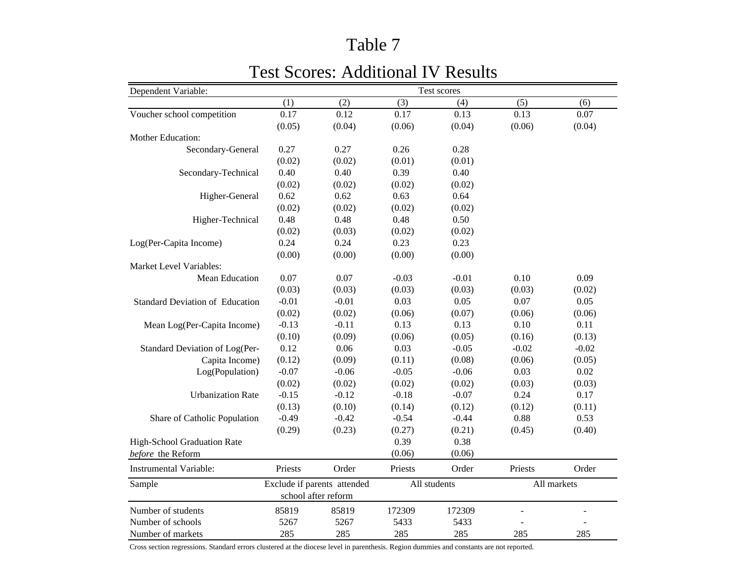# Table 7

## Test Scores: Additional IV Results

| Dependent Variable: | Test scores | | | | | |
|---|---|---|---|---|---|---|
| | (1) | (2) | (3) | (4) | (5) | (6) |
| Voucher school competition | 0.17 | 0.12 | 0.17 | 0.13 | 0.13 | 0.07 |
| | (0.05) | (0.04) | (0.06) | (0.04) | (0.06) | (0.04) |
| Mother Education: | | | | | | |
| Secondary-General | 0.27 | 0.27 | 0.26 | 0.28 | | |
| | (0.02) | (0.02) | (0.01) | (0.01) | | |
| Secondary-Technical | 0.40 | 0.40 | 0.39 | 0.40 | | |
| | (0.02) | (0.02) | (0.02) | (0.02) | | |
| Higher-General | 0.62 | 0.62 | 0.63 | 0.64 | | |
| | (0.02) | (0.02) | (0.02) | (0.02) | | |
| Higher-Technical | 0.48 | 0.48 | 0.48 | 0.50 | | |
| | (0.02) | (0.03) | (0.02) | (0.02) | | |
| Log(Per-Capita Income) | 0.24 | 0.24 | 0.23 | 0.23 | | |
| | (0.00) | (0.00) | (0.00) | (0.00) | | |
| Market Level Variables: | | | | | | |
| Mean Education | 0.07 | 0.07 | -0.03 | -0.01 | 0.10 | 0.09 |
| | (0.03) | (0.03) | (0.03) | (0.03) | (0.03) | (0.02) |
| Standard Deviation of Education | -0.01 | -0.01 | 0.03 | 0.05 | 0.07 | 0.05 |
| | (0.02) | (0.02) | (0.06) | (0.07) | (0.06) | (0.06) |
| Mean Log(Per-Capita Income) | -0.13 | -0.11 | 0.13 | 0.13 | 0.10 | 0.11 |
| | (0.10) | (0.09) | (0.06) | (0.05) | (0.16) | (0.13) |
| Standard Deviation of Log(Per-Capita Income) | 0.12 | 0.06 | 0.03 | -0.05 | -0.02 | -0.02 |
| | (0.12) | (0.09) | (0.11) | (0.08) | (0.06) | (0.05) |
| Log(Population) | -0.07 | -0.06 | -0.05 | -0.06 | 0.03 | 0.02 |
| | (0.02) | (0.02) | (0.02) | (0.02) | (0.03) | (0.03) |
| Urbanization Rate | -0.15 | -0.12 | -0.18 | -0.07 | 0.24 | 0.17 |
| | (0.13) | (0.10) | (0.14) | (0.12) | (0.12) | (0.11) |
| Share of Catholic Population | -0.49 | -0.42 | -0.54 | -0.44 | 0.88 | 0.53 |
| | (0.29) | (0.23) | (0.27) | (0.21) | (0.45) | (0.40) |
| High-School Graduation Rate *before* the Reform | | | 0.39 | 0.38 | | |
| | | | (0.06) | (0.06) | | |
| Instrumental Variable: | Priests | Order | Priests | Order | Priests | Order |
| Sample | Exclude if parents attended school after reform | | All students | | All markets | |
| Number of students | 85819 | 85819 | 172309 | 172309 | - | - |
| Number of schools | 5267 | 5267 | 5433 | 5433 | - | - |
| Number of markets | 285 | 285 | 285 | 285 | 285 | 285 |

Cross section regressions. Standard errors clustered at the diocese level in parenthesis. Region dummies and constants are not reported.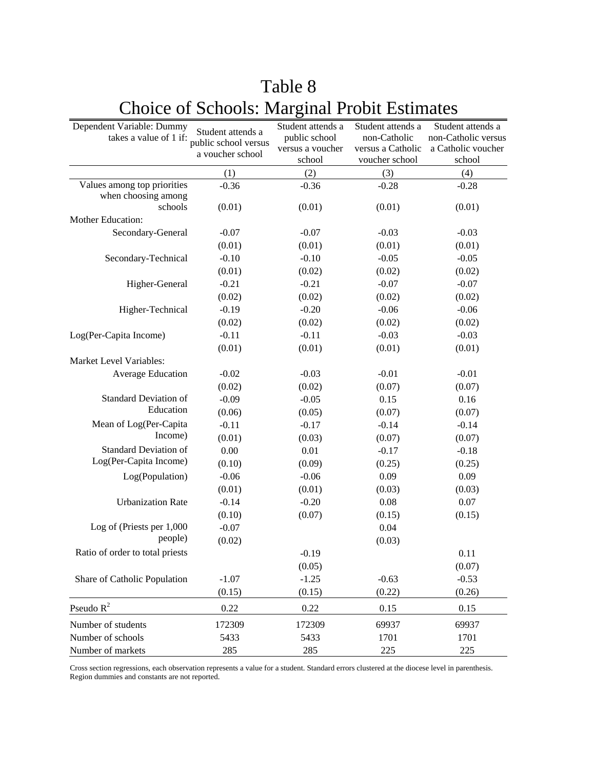# Table 8
## Choice of Schools: Marginal Probit Estimates

| Dependent Variable: Dummy takes a value of 1 if: | Student attends a public school versus a voucher school | Student attends a public school versus a voucher school | Student attends a non-Catholic versus a Catholic voucher school | Student attends a non-Catholic versus a Catholic voucher school |
|---|---|---|---|---|
| | (1) | (2) | (3) | (4) |
| Values among top priorities when choosing among schools | -0.36 | -0.36 | -0.28 | -0.28 |
| | (0.01) | (0.01) | (0.01) | (0.01) |
| Mother Education: | | | | |
| Secondary-General | -0.07 | -0.07 | -0.03 | -0.03 |
| | (0.01) | (0.01) | (0.01) | (0.01) |
| Secondary-Technical | -0.10 | -0.10 | -0.05 | -0.05 |
| | (0.01) | (0.02) | (0.02) | (0.02) |
| Higher-General | -0.21 | -0.21 | -0.07 | -0.07 |
| | (0.02) | (0.02) | (0.02) | (0.02) |
| Higher-Technical | -0.19 | -0.20 | -0.06 | -0.06 |
| | (0.02) | (0.02) | (0.02) | (0.02) |
| Log(Per-Capita Income) | -0.11 | -0.11 | -0.03 | -0.03 |
| | (0.01) | (0.01) | (0.01) | (0.01) |
| Market Level Variables: | | | | |
| Average Education | -0.02 | -0.03 | -0.01 | -0.01 |
| | (0.02) | (0.02) | (0.07) | (0.07) |
| Standard Deviation of Education | -0.09 | -0.05 | 0.15 | 0.16 |
| | (0.06) | (0.05) | (0.07) | (0.07) |
| Mean of Log(Per-Capita Income) | -0.11 | -0.17 | -0.14 | -0.14 |
| | (0.01) | (0.03) | (0.07) | (0.07) |
| Standard Deviation of Log(Per-Capita Income) | 0.00 | 0.01 | -0.17 | -0.18 |
| | (0.10) | (0.09) | (0.25) | (0.25) |
| Log(Population) | -0.06 | -0.06 | 0.09 | 0.09 |
| | (0.01) | (0.01) | (0.03) | (0.03) |
| Urbanization Rate | -0.14 | -0.20 | 0.08 | 0.07 |
| | (0.10) | (0.07) | (0.15) | (0.15) |
| Log of (Priests per 1,000 people) | -0.07 | | 0.04 | |
| | (0.02) | | (0.03) | |
| Ratio of order to total priests | | -0.19 | | 0.11 |
| | | (0.05) | | (0.07) |
| Share of Catholic Population | -1.07 | -1.25 | -0.63 | -0.53 |
| | (0.15) | (0.15) | (0.22) | (0.26) |
| Pseudo $R^2$ | 0.22 | 0.22 | 0.15 | 0.15 |
| Number of students | 172309 | 172309 | 69937 | 69937 |
| Number of schools | 5433 | 5433 | 1701 | 1701 |
| Number of markets | 285 | 285 | 225 | 225 |

Cross section regressions, each observation represents a value for a student. Standard errors clustered at the diocese level in parenthesis. Region dummies and constants are not reported.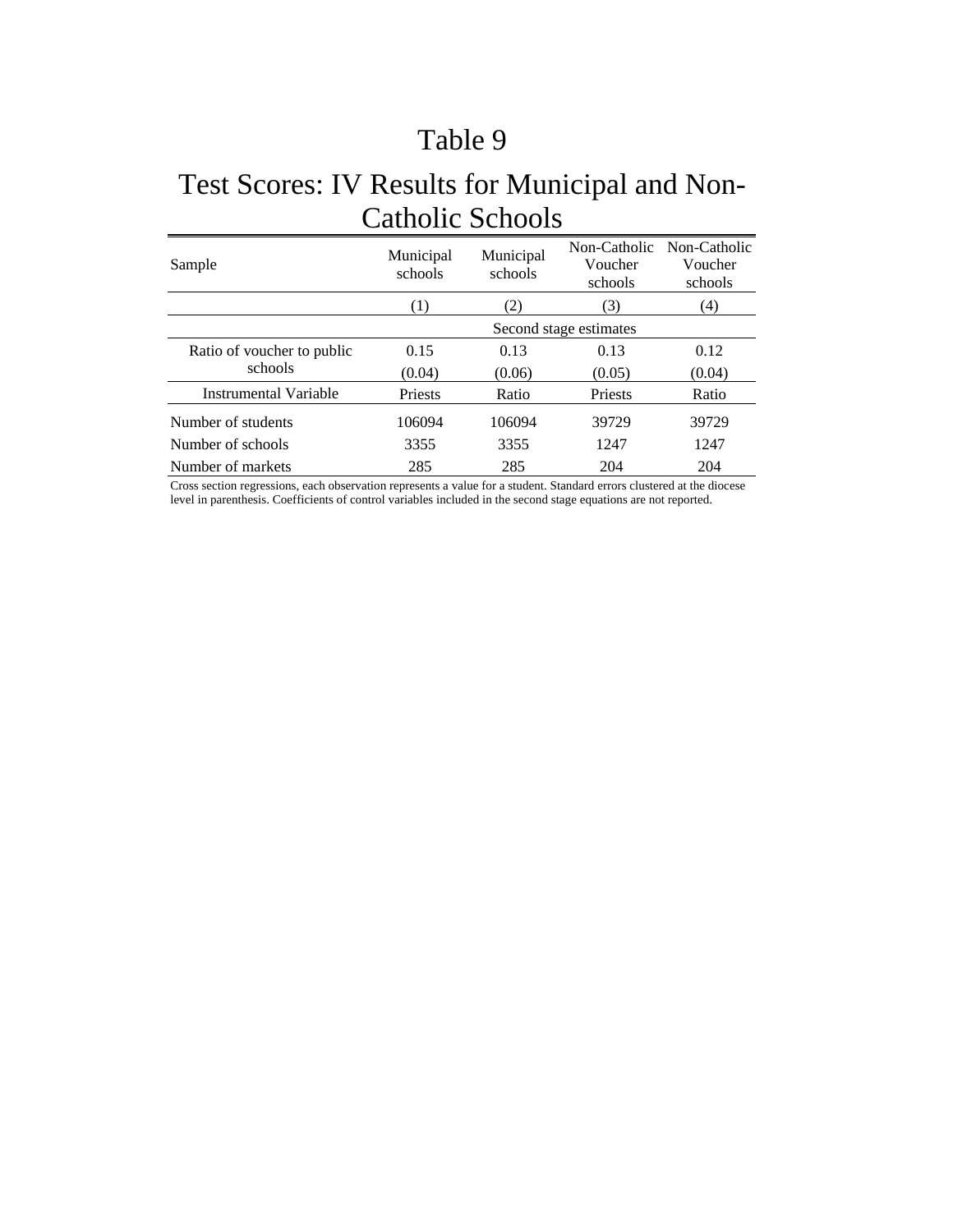# Table 9

## Test Scores: IV Results for Municipal and Non-Catholic Schools

| Sample | Municipal schools | Municipal schools | Non-Catholic Voucher schools | Non-Catholic Voucher schools |
|---|---|---|---|---|
| | (1) | (2) | (3) | (4) |
| | Second stage estimates | | | |
| Ratio of voucher to public schools | 0.15 | 0.13 | 0.13 | 0.12 |
| | (0.04) | (0.06) | (0.05) | (0.04) |
| Instrumental Variable | Priests | Ratio | Priests | Ratio |
| Number of students | 106094 | 106094 | 39729 | 39729 |
| Number of schools | 3355 | 3355 | 1247 | 1247 |
| Number of markets | 285 | 285 | 204 | 204 |

Cross section regressions, each observation represents a value for a student. Standard errors clustered at the diocese level in parenthesis. Coefficients of control variables included in the second stage equations are not reported.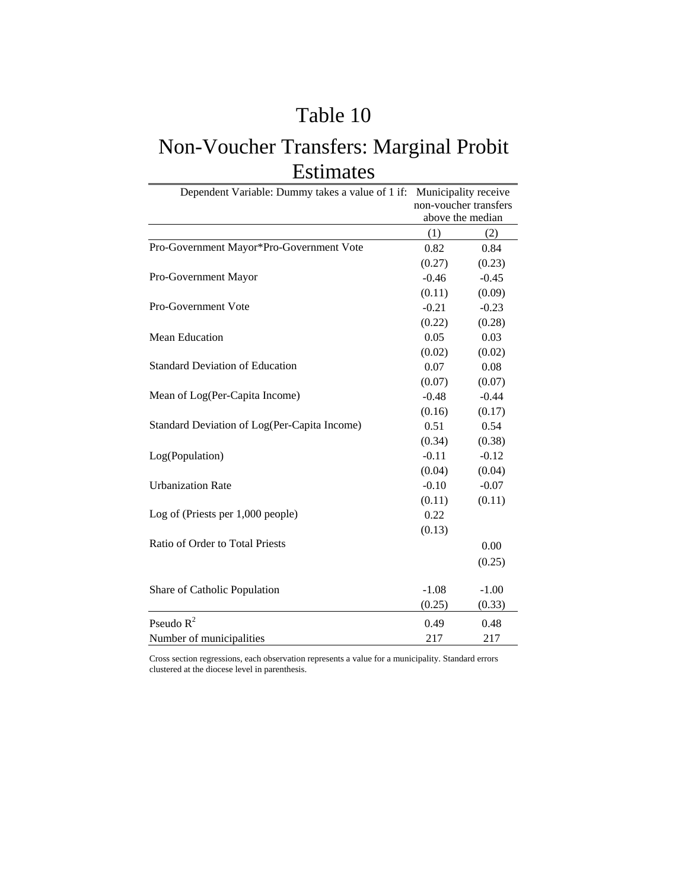# Table 10

## Non-Voucher Transfers: Marginal Probit Estimates

| Dependent Variable: Dummy takes a value of 1 if: | Municipality receive non-voucher transfers above the median | |
|---|---|---|
| | (1) | (2) |
| Pro-Government Mayor*Pro-Government Vote | 0.82 | 0.84 |
| | (0.27) | (0.23) |
| Pro-Government Mayor | -0.46 | -0.45 |
| | (0.11) | (0.09) |
| Pro-Government Vote | -0.21 | -0.23 |
| | (0.22) | (0.28) |
| Mean Education | 0.05 | 0.03 |
| | (0.02) | (0.02) |
| Standard Deviation of Education | 0.07 | 0.08 |
| | (0.07) | (0.07) |
| Mean of Log(Per-Capita Income) | -0.48 | -0.44 |
| | (0.16) | (0.17) |
| Standard Deviation of Log(Per-Capita Income) | 0.51 | 0.54 |
| | (0.34) | (0.38) |
| Log(Population) | -0.11 | -0.12 |
| | (0.04) | (0.04) |
| Urbanization Rate | -0.10 | -0.07 |
| | (0.11) | (0.11) |
| Log of (Priests per 1,000 people) | 0.22 | |
| | (0.13) | |
| Ratio of Order to Total Priests | | 0.00 |
| | | (0.25) |
| Share of Catholic Population | -1.08 | -1.00 |
| | (0.25) | (0.33) |
| Pseudo $R^2$ | 0.49 | 0.48 |
| Number of municipalities | 217 | 217 |

Cross section regressions, each observation represents a value for a municipality. Standard errors clustered at the diocese level in parenthesis.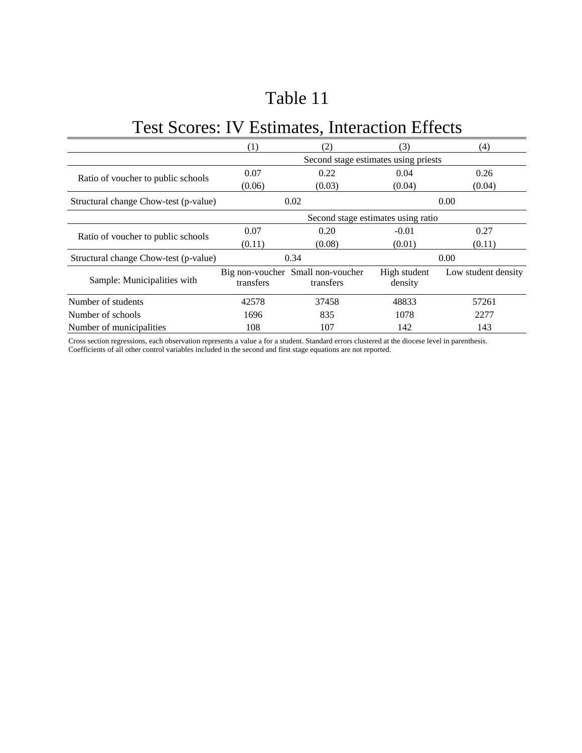# Table 11

## Test Scores: IV Estimates, Interaction Effects

| | (1) | (2) | (3) | (4) |
|---|---|---|---|---|
| | Second stage estimates using priests | | | |
| Ratio of voucher to public schools | 0.07 | 0.22 | 0.04 | 0.26 |
| | (0.06) | (0.03) | (0.04) | (0.04) |
| Structural change Chow-test (p-value) | 0.02 | | 0.00 | |
| | Second stage estimates using ratio | | | |
| Ratio of voucher to public schools | 0.07 | 0.20 | -0.01 | 0.27 |
| | (0.11) | (0.08) | (0.01) | (0.11) |
| Structural change Chow-test (p-value) | 0.34 | | 0.00 | |
| Sample: Municipalities with | Big non-voucher transfers | Small non-voucher transfers | High student density | Low student density |
| Number of students | 42578 | 37458 | 48833 | 57261 |
| Number of schools | 1696 | 835 | 1078 | 2277 |
| Number of municipalities | 108 | 107 | 142 | 143 |

Cross section regressions, each observation represents a value a for a student. Standard errors clustered at the diocese level in parenthesis.
Coefficients of all other control variables included in the second and first stage equations are not reported.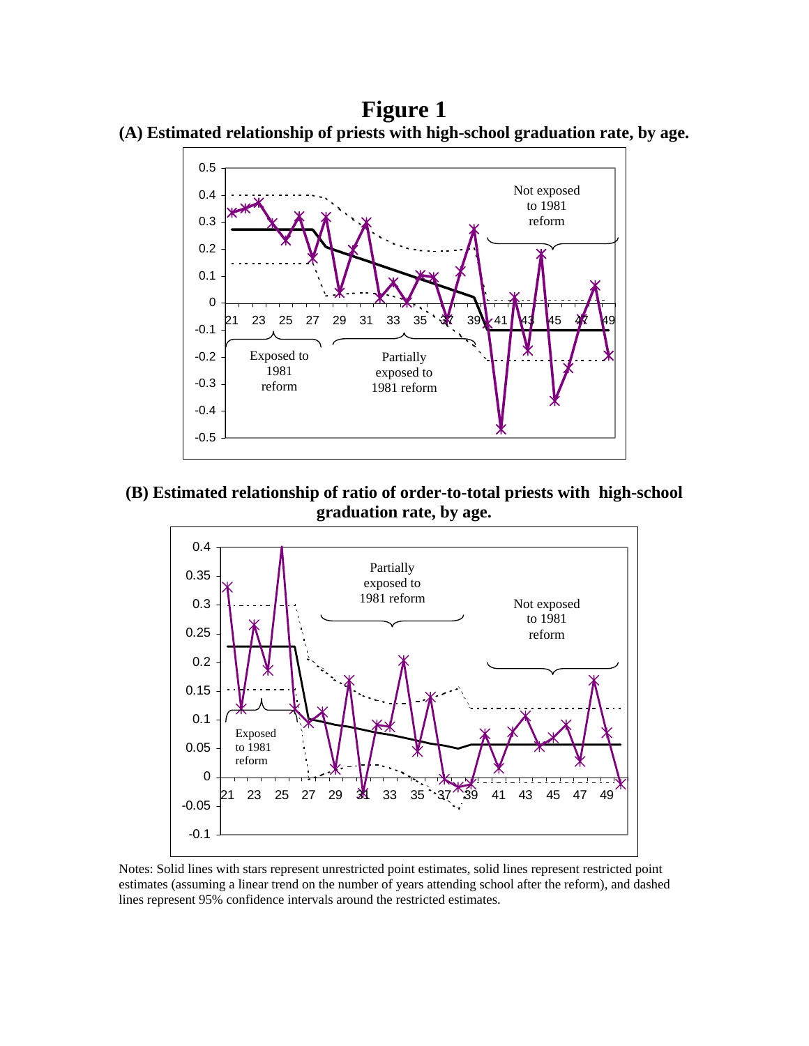# Figure 1

## (A) Estimated relationship of priests with high-school graduation rate, by age.

0.5
0.4
0.3
0.2
0.1
0
-0.1
-0.2
-0.3
-0.4
-0.5

21 23 25 27 29 31 33 35 37 39 41 43 45 47 49

Not exposed to 1981 reform

Exposed to 1981 reform

Partially exposed to 1981 reform

## (B) Estimated relationship of ratio of order-to-total priests with high-school graduation rate, by age.

0.4
0.35
0.3
0.25
0.2
0.15
0.1
0.05
0
-0.05
-0.1

21 23 25 27 29 31 33 35 37 39 41 43 45 47 49

Partially exposed to 1981 reform

Not exposed to 1981 reform

Exposed to 1981 reform

Notes: Solid lines with stars represent unrestricted point estimates, solid lines represent restricted point estimates (assuming a linear trend on the number of years attending school after the reform), and dashed lines represent 95% confidence intervals around the restricted estimates.